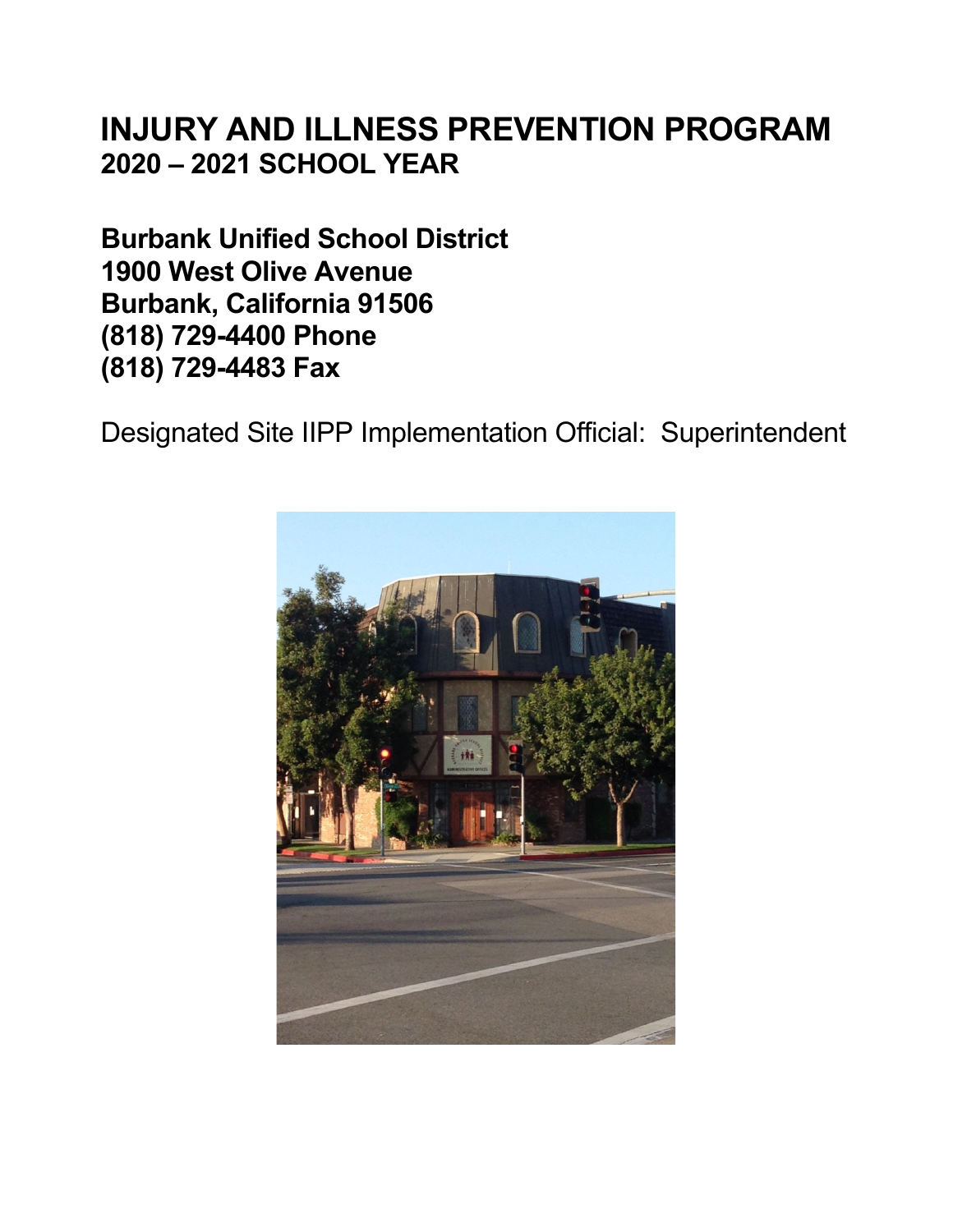# INJURY AND ILLNESS PREVENTION PROGRAM
## 2020 – 2021 SCHOOL YEAR

**Burbank Unified School District**
**1900 West Olive Avenue**
**Burbank, California 91506**
**(818) 729-4400 Phone**
**(818) 729-4483 Fax**

Designated Site IIPP Implementation Official: Superintendent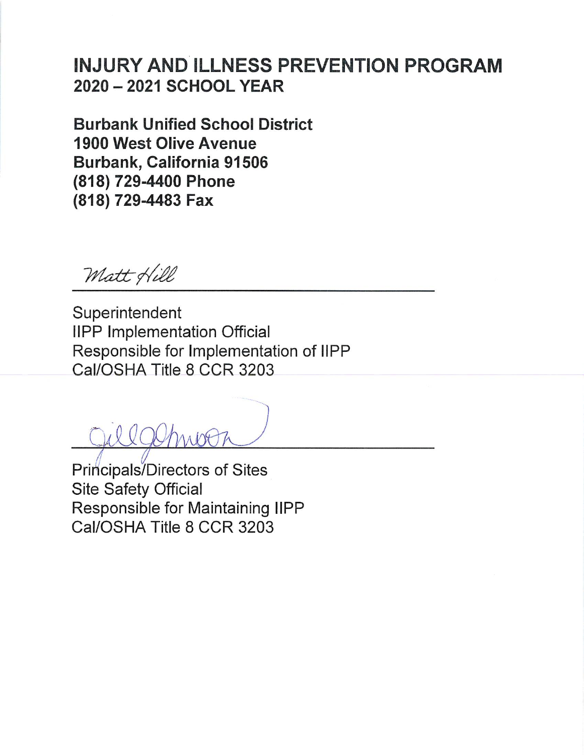# INJURY AND ILLNESS PREVENTION PROGRAM
## 2020 – 2021 SCHOOL YEAR

**Burbank Unified School District**
**1900 West Olive Avenue**
**Burbank, California 91506**
**(818) 729-4400 Phone**
**(818) 729-4483 Fax**

Matt Hill

Superintendent
IIPP Implementation Official
Responsible for Implementation of IIPP
Cal/OSHA Title 8 CCR 3203

Jill Johnson

Principals/Directors of Sites
Site Safety Official
Responsible for Maintaining IIPP
Cal/OSHA Title 8 CCR 3203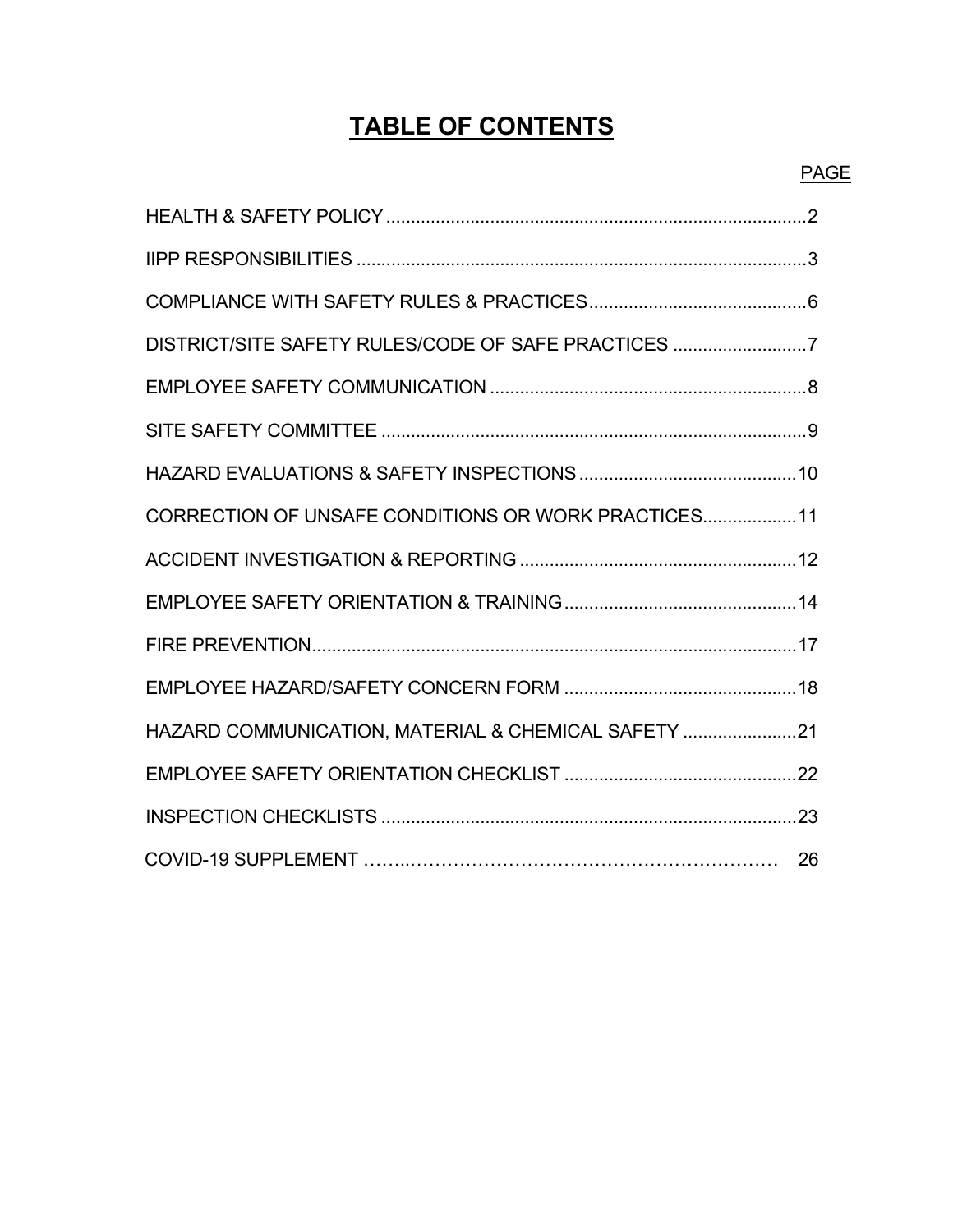# TABLE OF CONTENTS

| | PAGE |
|---|---|
| HEALTH & SAFETY POLICY | 2 |
| IIPP RESPONSIBILITIES | 3 |
| COMPLIANCE WITH SAFETY RULES & PRACTICES | 6 |
| DISTRICT/SITE SAFETY RULES/CODE OF SAFE PRACTICES | 7 |
| EMPLOYEE SAFETY COMMUNICATION | 8 |
| SITE SAFETY COMMITTEE | 9 |
| HAZARD EVALUATIONS & SAFETY INSPECTIONS | 10 |
| CORRECTION OF UNSAFE CONDITIONS OR WORK PRACTICES | 11 |
| ACCIDENT INVESTIGATION & REPORTING | 12 |
| EMPLOYEE SAFETY ORIENTATION & TRAINING | 14 |
| FIRE PREVENTION | 17 |
| EMPLOYEE HAZARD/SAFETY CONCERN FORM | 18 |
| HAZARD COMMUNICATION, MATERIAL & CHEMICAL SAFETY | 21 |
| EMPLOYEE SAFETY ORIENTATION CHECKLIST | 22 |
| INSPECTION CHECKLISTS | 23 |
| COVID-19 SUPPLEMENT | 26 |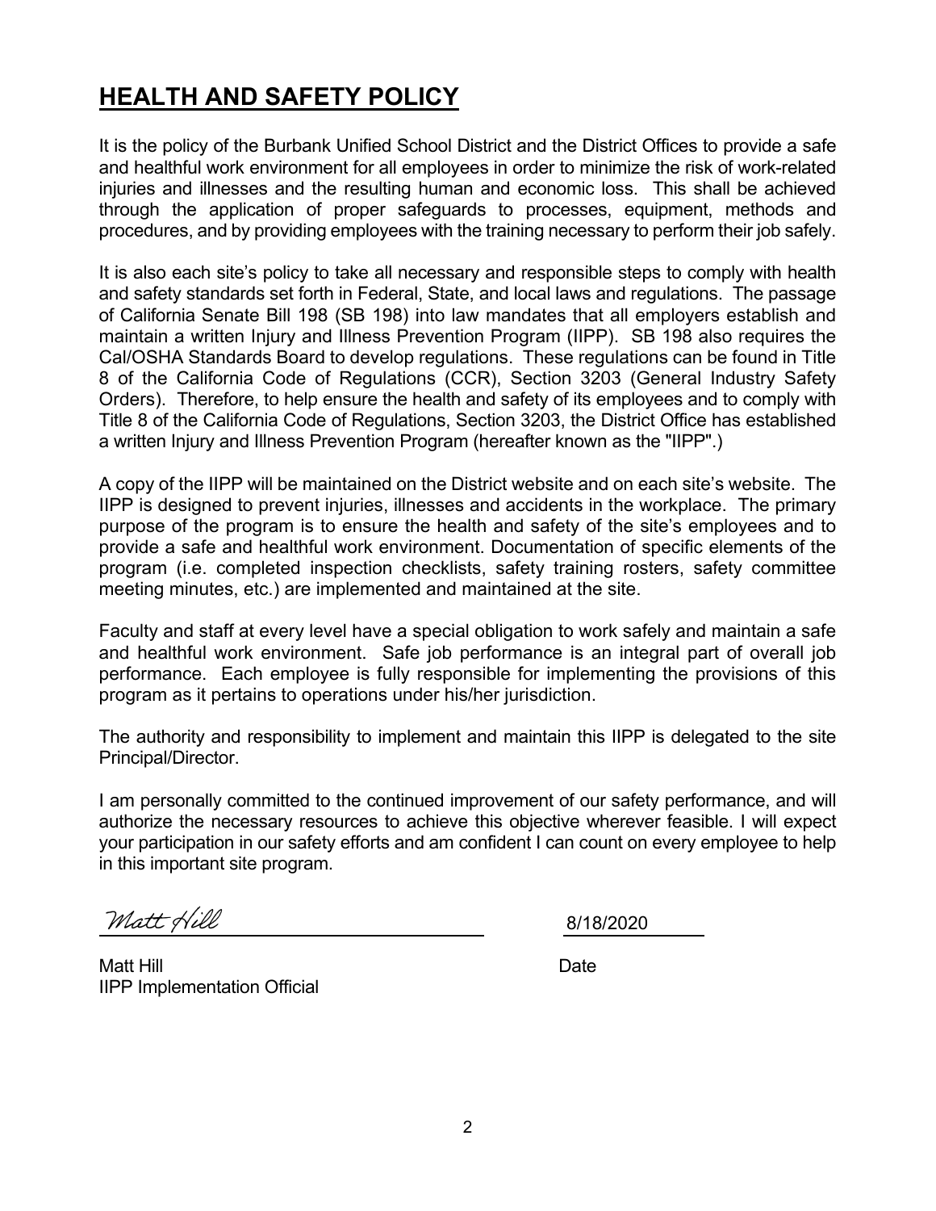# HEALTH AND SAFETY POLICY

It is the policy of the Burbank Unified School District and the District Offices to provide a safe and healthful work environment for all employees in order to minimize the risk of work-related injuries and illnesses and the resulting human and economic loss. This shall be achieved through the application of proper safeguards to processes, equipment, methods and procedures, and by providing employees with the training necessary to perform their job safely.

It is also each site's policy to take all necessary and responsible steps to comply with health and safety standards set forth in Federal, State, and local laws and regulations. The passage of California Senate Bill 198 (SB 198) into law mandates that all employers establish and maintain a written Injury and Illness Prevention Program (IIPP). SB 198 also requires the Cal/OSHA Standards Board to develop regulations. These regulations can be found in Title 8 of the California Code of Regulations (CCR), Section 3203 (General Industry Safety Orders). Therefore, to help ensure the health and safety of its employees and to comply with Title 8 of the California Code of Regulations, Section 3203, the District Office has established a written Injury and Illness Prevention Program (hereafter known as the "IIPP".)

A copy of the IIPP will be maintained on the District website and on each site's website. The IIPP is designed to prevent injuries, illnesses and accidents in the workplace. The primary purpose of the program is to ensure the health and safety of the site's employees and to provide a safe and healthful work environment. Documentation of specific elements of the program (i.e. completed inspection checklists, safety training rosters, safety committee meeting minutes, etc.) are implemented and maintained at the site.

Faculty and staff at every level have a special obligation to work safely and maintain a safe and healthful work environment. Safe job performance is an integral part of overall job performance. Each employee is fully responsible for implementing the provisions of this program as it pertains to operations under his/her jurisdiction.

The authority and responsibility to implement and maintain this IIPP is delegated to the site Principal/Director.

I am personally committed to the continued improvement of our safety performance, and will authorize the necessary resources to achieve this objective wherever feasible. I will expect your participation in our safety efforts and am confident I can count on every employee to help in this important site program.

*Matt Hill* 8/18/2020

Matt Hill Date
IIPP Implementation Official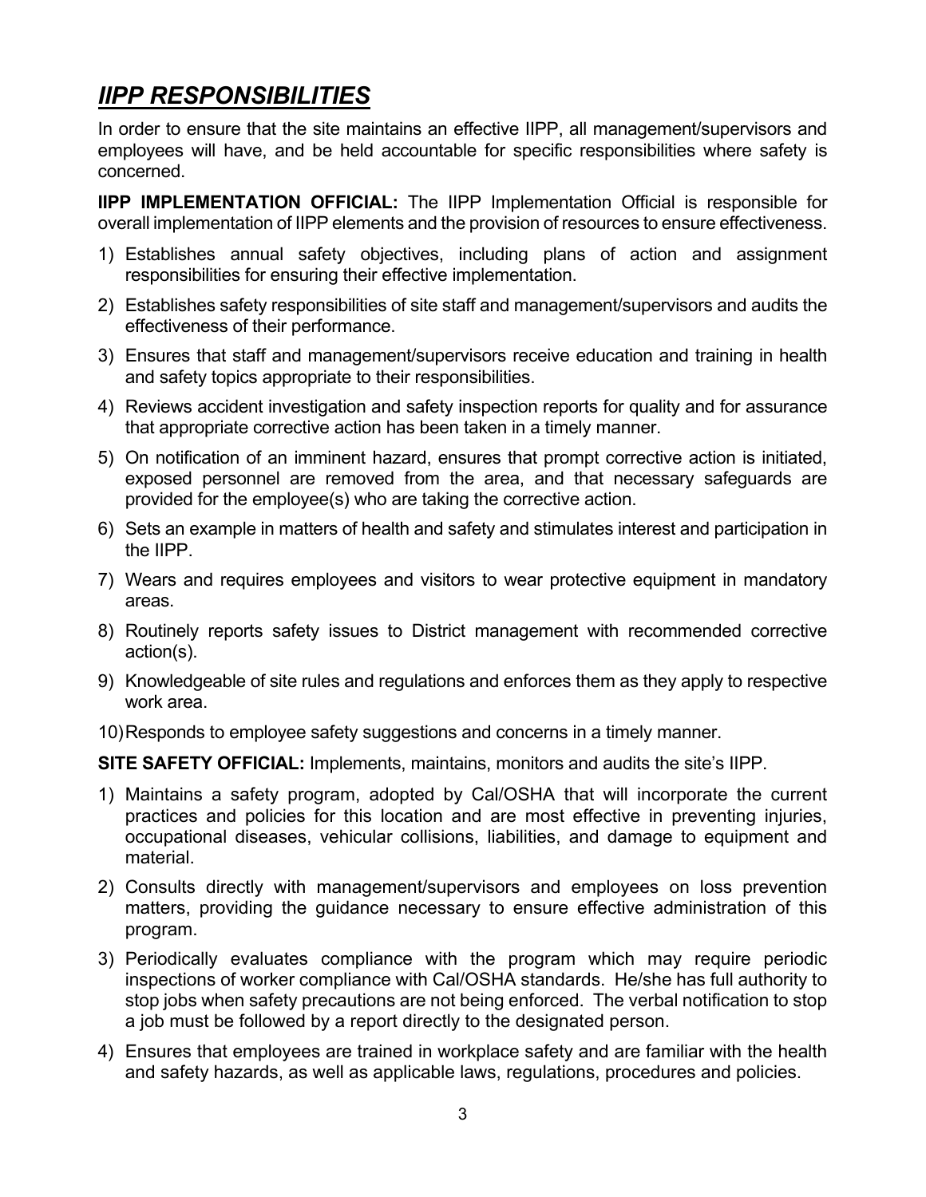## ***IIPP RESPONSIBILITIES***

In order to ensure that the site maintains an effective IIPP, all management/supervisors and employees will have, and be held accountable for specific responsibilities where safety is concerned.

**IIPP IMPLEMENTATION OFFICIAL:** The IIPP Implementation Official is responsible for overall implementation of IIPP elements and the provision of resources to ensure effectiveness.

1) Establishes annual safety objectives, including plans of action and assignment responsibilities for ensuring their effective implementation.
2) Establishes safety responsibilities of site staff and management/supervisors and audits the effectiveness of their performance.
3) Ensures that staff and management/supervisors receive education and training in health and safety topics appropriate to their responsibilities.
4) Reviews accident investigation and safety inspection reports for quality and for assurance that appropriate corrective action has been taken in a timely manner.
5) On notification of an imminent hazard, ensures that prompt corrective action is initiated, exposed personnel are removed from the area, and that necessary safeguards are provided for the employee(s) who are taking the corrective action.
6) Sets an example in matters of health and safety and stimulates interest and participation in the IIPP.
7) Wears and requires employees and visitors to wear protective equipment in mandatory areas.
8) Routinely reports safety issues to District management with recommended corrective action(s).
9) Knowledgeable of site rules and regulations and enforces them as they apply to respective work area.
10) Responds to employee safety suggestions and concerns in a timely manner.

**SITE SAFETY OFFICIAL:** Implements, maintains, monitors and audits the site's IIPP.

1) Maintains a safety program, adopted by Cal/OSHA that will incorporate the current practices and policies for this location and are most effective in preventing injuries, occupational diseases, vehicular collisions, liabilities, and damage to equipment and material.
2) Consults directly with management/supervisors and employees on loss prevention matters, providing the guidance necessary to ensure effective administration of this program.
3) Periodically evaluates compliance with the program which may require periodic inspections of worker compliance with Cal/OSHA standards. He/she has full authority to stop jobs when safety precautions are not being enforced. The verbal notification to stop a job must be followed by a report directly to the designated person.
4) Ensures that employees are trained in workplace safety and are familiar with the health and safety hazards, as well as applicable laws, regulations, procedures and policies.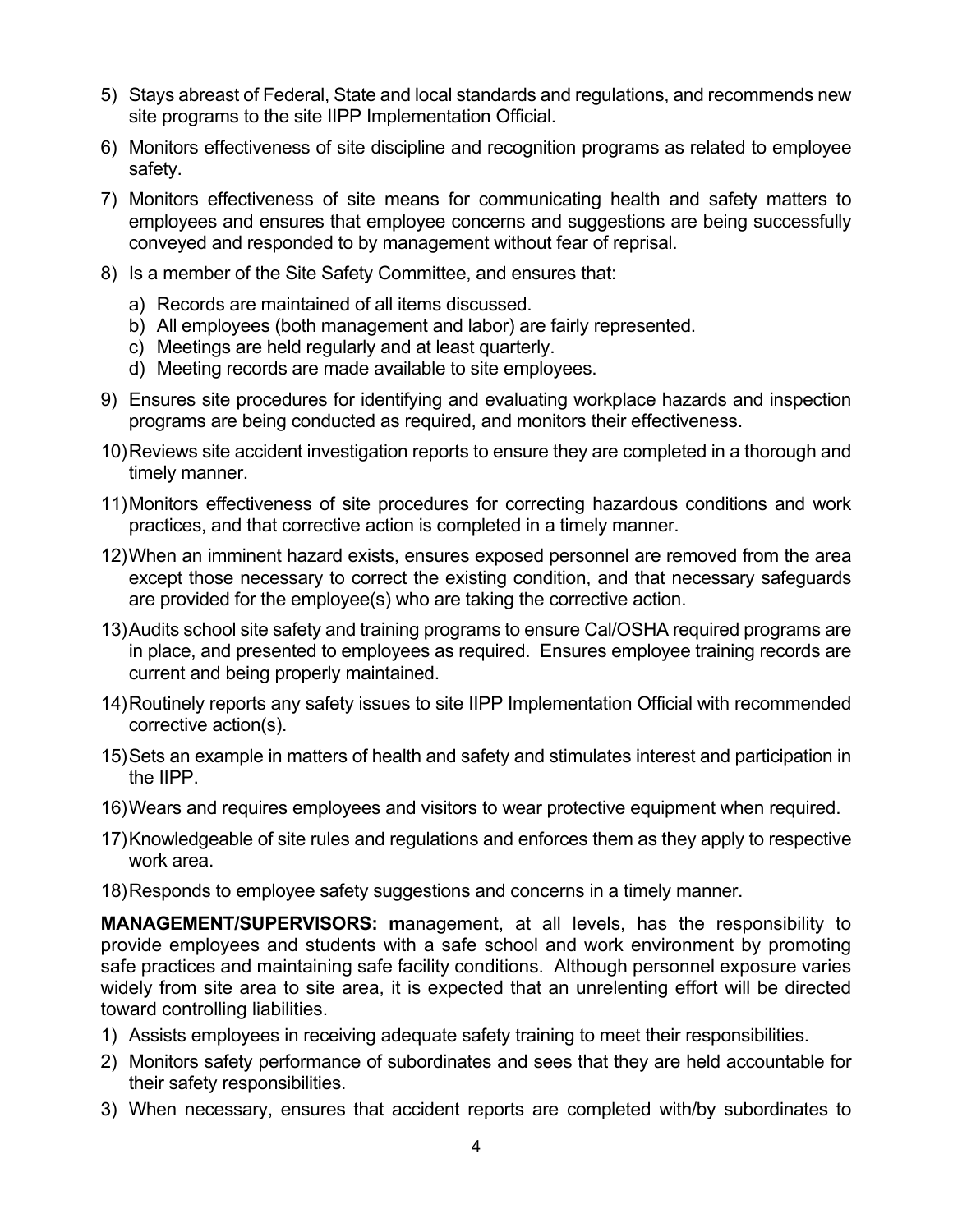5) Stays abreast of Federal, State and local standards and regulations, and recommends new site programs to the site IIPP Implementation Official.
6) Monitors effectiveness of site discipline and recognition programs as related to employee safety.
7) Monitors effectiveness of site means for communicating health and safety matters to employees and ensures that employee concerns and suggestions are being successfully conveyed and responded to by management without fear of reprisal.
8) Is a member of the Site Safety Committee, and ensures that:
   a) Records are maintained of all items discussed.
   b) All employees (both management and labor) are fairly represented.
   c) Meetings are held regularly and at least quarterly.
   d) Meeting records are made available to site employees.
9) Ensures site procedures for identifying and evaluating workplace hazards and inspection programs are being conducted as required, and monitors their effectiveness.
10) Reviews site accident investigation reports to ensure they are completed in a thorough and timely manner.
11) Monitors effectiveness of site procedures for correcting hazardous conditions and work practices, and that corrective action is completed in a timely manner.
12) When an imminent hazard exists, ensures exposed personnel are removed from the area except those necessary to correct the existing condition, and that necessary safeguards are provided for the employee(s) who are taking the corrective action.
13) Audits school site safety and training programs to ensure Cal/OSHA required programs are in place, and presented to employees as required. Ensures employee training records are current and being properly maintained.
14) Routinely reports any safety issues to site IIPP Implementation Official with recommended corrective action(s).
15) Sets an example in matters of health and safety and stimulates interest and participation in the IIPP.
16) Wears and requires employees and visitors to wear protective equipment when required.
17) Knowledgeable of site rules and regulations and enforces them as they apply to respective work area.
18) Responds to employee safety suggestions and concerns in a timely manner.

**MANAGEMENT/SUPERVISORS: m**anagement, at all levels, has the responsibility to provide employees and students with a safe school and work environment by promoting safe practices and maintaining safe facility conditions. Although personnel exposure varies widely from site area to site area, it is expected that an unrelenting effort will be directed toward controlling liabilities.

1) Assists employees in receiving adequate safety training to meet their responsibilities.
2) Monitors safety performance of subordinates and sees that they are held accountable for their safety responsibilities.
3) When necessary, ensures that accident reports are completed with/by subordinates to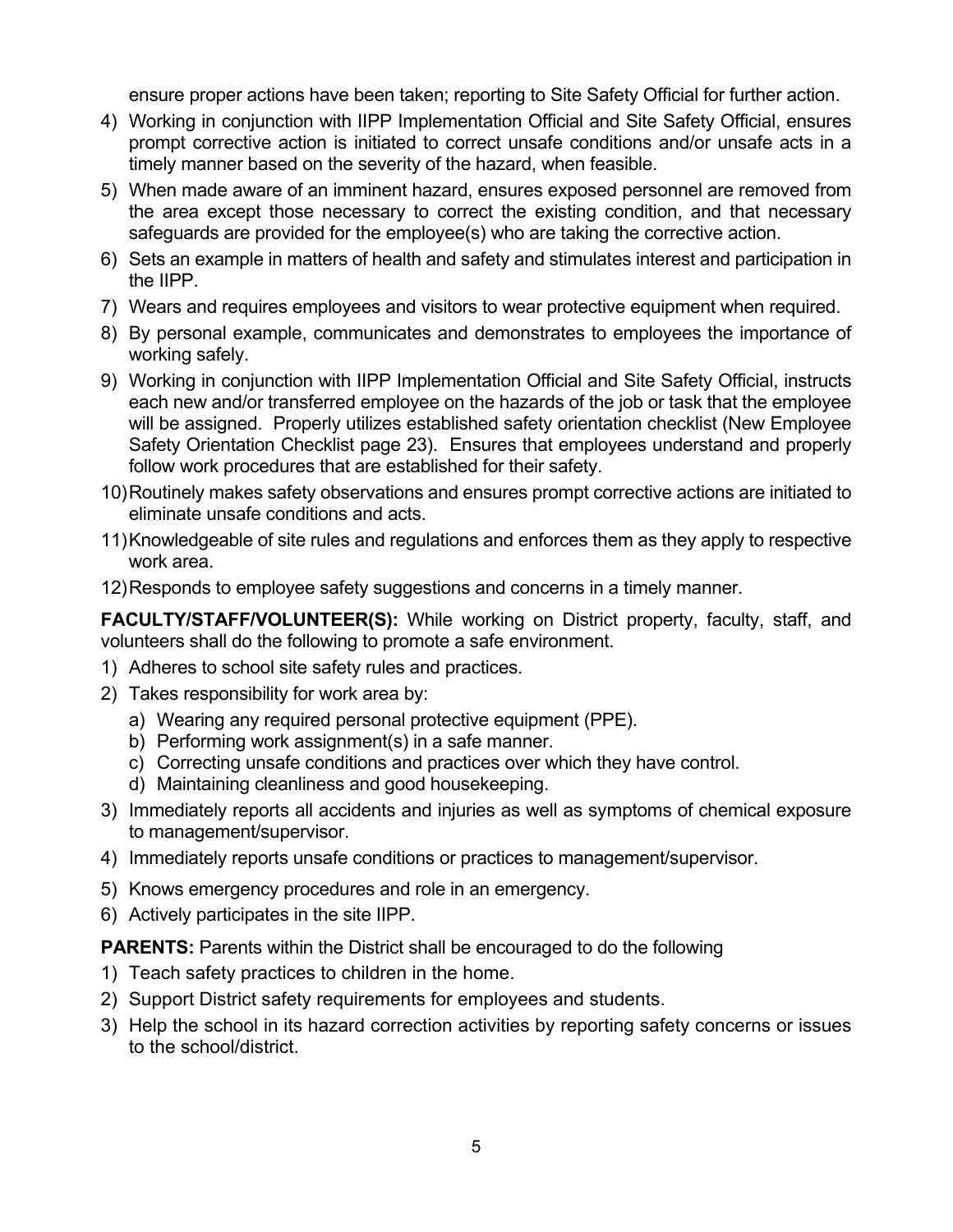ensure proper actions have been taken; reporting to Site Safety Official for further action.

4) Working in conjunction with IIPP Implementation Official and Site Safety Official, ensures prompt corrective action is initiated to correct unsafe conditions and/or unsafe acts in a timely manner based on the severity of the hazard, when feasible.
5) When made aware of an imminent hazard, ensures exposed personnel are removed from the area except those necessary to correct the existing condition, and that necessary safeguards are provided for the employee(s) who are taking the corrective action.
6) Sets an example in matters of health and safety and stimulates interest and participation in the IIPP.
7) Wears and requires employees and visitors to wear protective equipment when required.
8) By personal example, communicates and demonstrates to employees the importance of working safely.
9) Working in conjunction with IIPP Implementation Official and Site Safety Official, instructs each new and/or transferred employee on the hazards of the job or task that the employee will be assigned. Properly utilizes established safety orientation checklist (New Employee Safety Orientation Checklist page 23). Ensures that employees understand and properly follow work procedures that are established for their safety.
10) Routinely makes safety observations and ensures prompt corrective actions are initiated to eliminate unsafe conditions and acts.
11) Knowledgeable of site rules and regulations and enforces them as they apply to respective work area.
12) Responds to employee safety suggestions and concerns in a timely manner.

**FACULTY/STAFF/VOLUNTEER(S):** While working on District property, faculty, staff, and volunteers shall do the following to promote a safe environment.

1) Adheres to school site safety rules and practices.
2) Takes responsibility for work area by:
   a) Wearing any required personal protective equipment (PPE).
   b) Performing work assignment(s) in a safe manner.
   c) Correcting unsafe conditions and practices over which they have control.
   d) Maintaining cleanliness and good housekeeping.
3) Immediately reports all accidents and injuries as well as symptoms of chemical exposure to management/supervisor.
4) Immediately reports unsafe conditions or practices to management/supervisor.
5) Knows emergency procedures and role in an emergency.
6) Actively participates in the site IIPP.

**PARENTS:** Parents within the District shall be encouraged to do the following

1) Teach safety practices to children in the home.
2) Support District safety requirements for employees and students.
3) Help the school in its hazard correction activities by reporting safety concerns or issues to the school/district.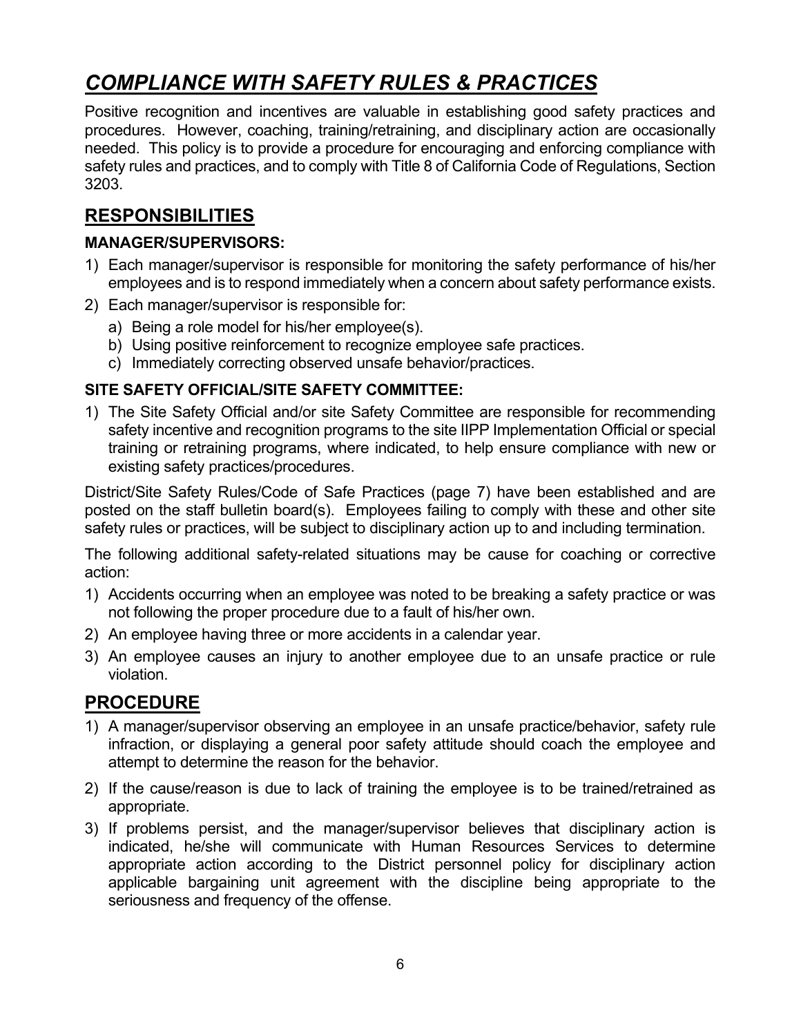# *COMPLIANCE WITH SAFETY RULES & PRACTICES*

Positive recognition and incentives are valuable in establishing good safety practices and procedures. However, coaching, training/retraining, and disciplinary action are occasionally needed. This policy is to provide a procedure for encouraging and enforcing compliance with safety rules and practices, and to comply with Title 8 of California Code of Regulations, Section 3203.

## RESPONSIBILITIES

### MANAGER/SUPERVISORS:

1) Each manager/supervisor is responsible for monitoring the safety performance of his/her employees and is to respond immediately when a concern about safety performance exists.
2) Each manager/supervisor is responsible for:
   a) Being a role model for his/her employee(s).
   b) Using positive reinforcement to recognize employee safe practices.
   c) Immediately correcting observed unsafe behavior/practices.

### SITE SAFETY OFFICIAL/SITE SAFETY COMMITTEE:

1) The Site Safety Official and/or site Safety Committee are responsible for recommending safety incentive and recognition programs to the site IIPP Implementation Official or special training or retraining programs, where indicated, to help ensure compliance with new or existing safety practices/procedures.

District/Site Safety Rules/Code of Safe Practices (page 7) have been established and are posted on the staff bulletin board(s). Employees failing to comply with these and other site safety rules or practices, will be subject to disciplinary action up to and including termination.

The following additional safety-related situations may be cause for coaching or corrective action:

1) Accidents occurring when an employee was noted to be breaking a safety practice or was not following the proper procedure due to a fault of his/her own.
2) An employee having three or more accidents in a calendar year.
3) An employee causes an injury to another employee due to an unsafe practice or rule violation.

## PROCEDURE

1) A manager/supervisor observing an employee in an unsafe practice/behavior, safety rule infraction, or displaying a general poor safety attitude should coach the employee and attempt to determine the reason for the behavior.
2) If the cause/reason is due to lack of training the employee is to be trained/retrained as appropriate.
3) If problems persist, and the manager/supervisor believes that disciplinary action is indicated, he/she will communicate with Human Resources Services to determine appropriate action according to the District personnel policy for disciplinary action applicable bargaining unit agreement with the discipline being appropriate to the seriousness and frequency of the offense.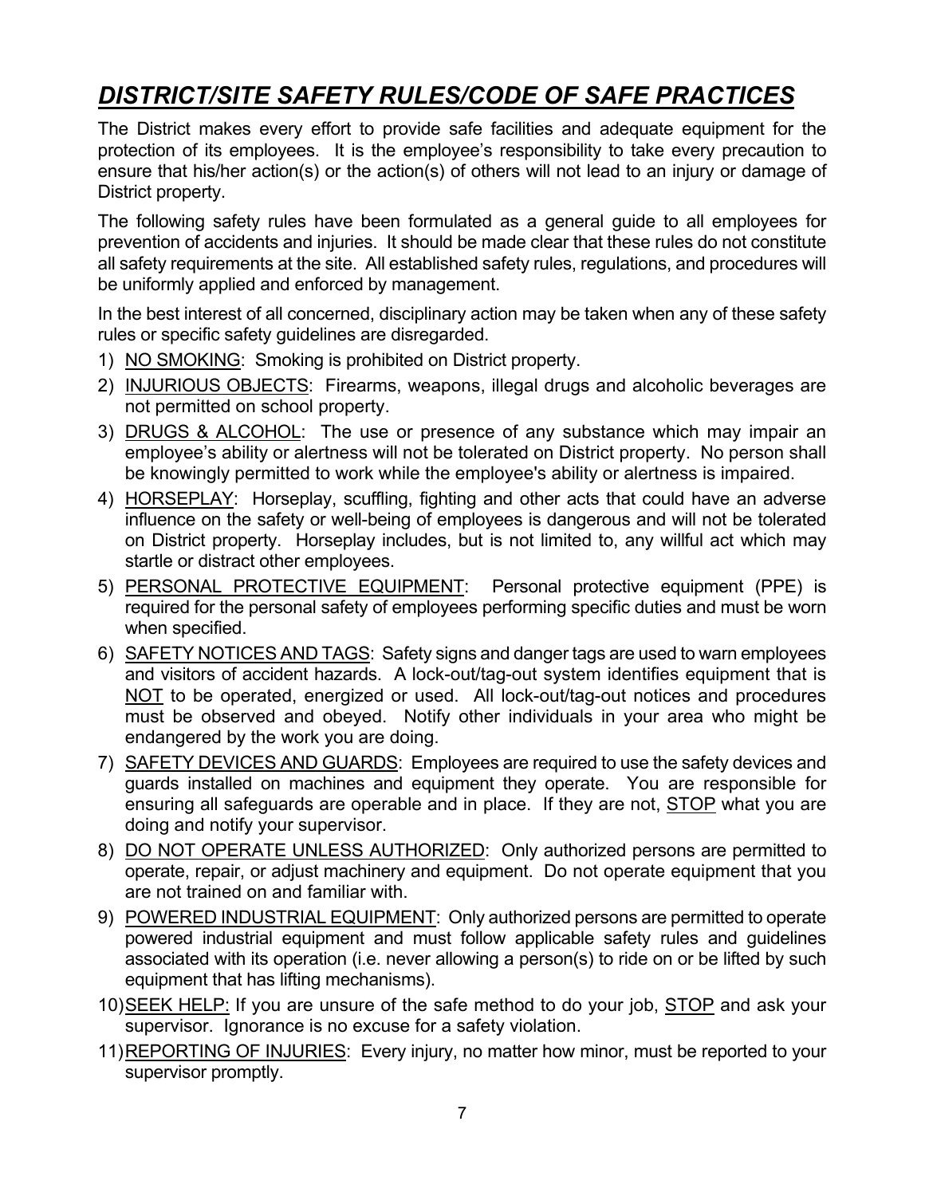# *DISTRICT/SITE SAFETY RULES/CODE OF SAFE PRACTICES*

The District makes every effort to provide safe facilities and adequate equipment for the protection of its employees. It is the employee's responsibility to take every precaution to ensure that his/her action(s) or the action(s) of others will not lead to an injury or damage of District property.

The following safety rules have been formulated as a general guide to all employees for prevention of accidents and injuries. It should be made clear that these rules do not constitute all safety requirements at the site. All established safety rules, regulations, and procedures will be uniformly applied and enforced by management.

In the best interest of all concerned, disciplinary action may be taken when any of these safety rules or specific safety guidelines are disregarded.

1) <u>NO SMOKING</u>: Smoking is prohibited on District property.
2) <u>INJURIOUS OBJECTS</u>: Firearms, weapons, illegal drugs and alcoholic beverages are not permitted on school property.
3) <u>DRUGS & ALCOHOL</u>: The use or presence of any substance which may impair an employee's ability or alertness will not be tolerated on District property. No person shall be knowingly permitted to work while the employee's ability or alertness is impaired.
4) <u>HORSEPLAY</u>: Horseplay, scuffling, fighting and other acts that could have an adverse influence on the safety or well-being of employees is dangerous and will not be tolerated on District property. Horseplay includes, but is not limited to, any willful act which may startle or distract other employees.
5) <u>PERSONAL PROTECTIVE EQUIPMENT</u>: Personal protective equipment (PPE) is required for the personal safety of employees performing specific duties and must be worn when specified.
6) <u>SAFETY NOTICES AND TAGS</u>: Safety signs and danger tags are used to warn employees and visitors of accident hazards. A lock-out/tag-out system identifies equipment that is <u>NOT</u> to be operated, energized or used. All lock-out/tag-out notices and procedures must be observed and obeyed. Notify other individuals in your area who might be endangered by the work you are doing.
7) <u>SAFETY DEVICES AND GUARDS</u>: Employees are required to use the safety devices and guards installed on machines and equipment they operate. You are responsible for ensuring all safeguards are operable and in place. If they are not, <u>STOP</u> what you are doing and notify your supervisor.
8) <u>DO NOT OPERATE UNLESS AUTHORIZED</u>: Only authorized persons are permitted to operate, repair, or adjust machinery and equipment. Do not operate equipment that you are not trained on and familiar with.
9) <u>POWERED INDUSTRIAL EQUIPMENT</u>: Only authorized persons are permitted to operate powered industrial equipment and must follow applicable safety rules and guidelines associated with its operation (i.e. never allowing a person(s) to ride on or be lifted by such equipment that has lifting mechanisms).
10) <u>SEEK HELP:</u> If you are unsure of the safe method to do your job, <u>STOP</u> and ask your supervisor. Ignorance is no excuse for a safety violation.
11) <u>REPORTING OF INJURIES</u>: Every injury, no matter how minor, must be reported to your supervisor promptly.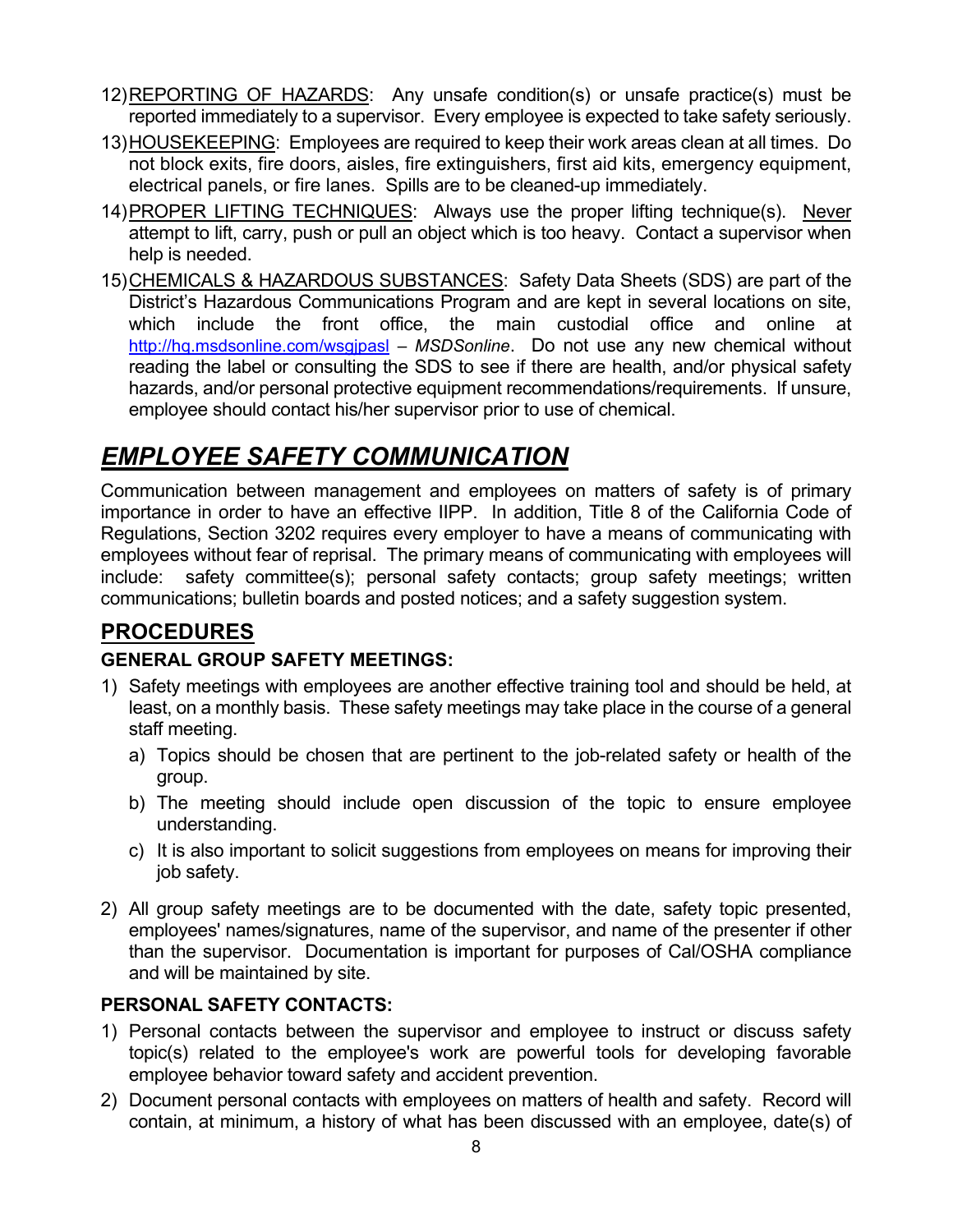12) <u>REPORTING OF HAZARDS</u>: Any unsafe condition(s) or unsafe practice(s) must be reported immediately to a supervisor. Every employee is expected to take safety seriously.
13) <u>HOUSEKEEPING</u>: Employees are required to keep their work areas clean at all times. Do not block exits, fire doors, aisles, fire extinguishers, first aid kits, emergency equipment, electrical panels, or fire lanes. Spills are to be cleaned-up immediately.
14) <u>PROPER LIFTING TECHNIQUES</u>: Always use the proper lifting technique(s). <u>Never</u> attempt to lift, carry, push or pull an object which is too heavy. Contact a supervisor when help is needed.
15) <u>CHEMICALS & HAZARDOUS SUBSTANCES</u>: Safety Data Sheets (SDS) are part of the District's Hazardous Communications Program and are kept in several locations on site, which include the front office, the main custodial office and online at http://hq.msdsonline.com/wsgjpasl – *MSDSonline*. Do not use any new chemical without reading the label or consulting the SDS to see if there are health, and/or physical safety hazards, and/or personal protective equipment recommendations/requirements. If unsure, employee should contact his/her supervisor prior to use of chemical.

# ***<u>EMPLOYEE SAFETY COMMUNICATION</u>***

Communication between management and employees on matters of safety is of primary importance in order to have an effective IIPP. In addition, Title 8 of the California Code of Regulations, Section 3202 requires every employer to have a means of communicating with employees without fear of reprisal. The primary means of communicating with employees will include: safety committee(s); personal safety contacts; group safety meetings; written communications; bulletin boards and posted notices; and a safety suggestion system.

## <u>PROCEDURES</u>

### GENERAL GROUP SAFETY MEETINGS:

1) Safety meetings with employees are another effective training tool and should be held, at least, on a monthly basis. These safety meetings may take place in the course of a general staff meeting.
   a) Topics should be chosen that are pertinent to the job-related safety or health of the group.
   b) The meeting should include open discussion of the topic to ensure employee understanding.
   c) It is also important to solicit suggestions from employees on means for improving their job safety.

2) All group safety meetings are to be documented with the date, safety topic presented, employees' names/signatures, name of the supervisor, and name of the presenter if other than the supervisor. Documentation is important for purposes of Cal/OSHA compliance and will be maintained by site.

### PERSONAL SAFETY CONTACTS:

1) Personal contacts between the supervisor and employee to instruct or discuss safety topic(s) related to the employee's work are powerful tools for developing favorable employee behavior toward safety and accident prevention.
2) Document personal contacts with employees on matters of health and safety. Record will contain, at minimum, a history of what has been discussed with an employee, date(s) of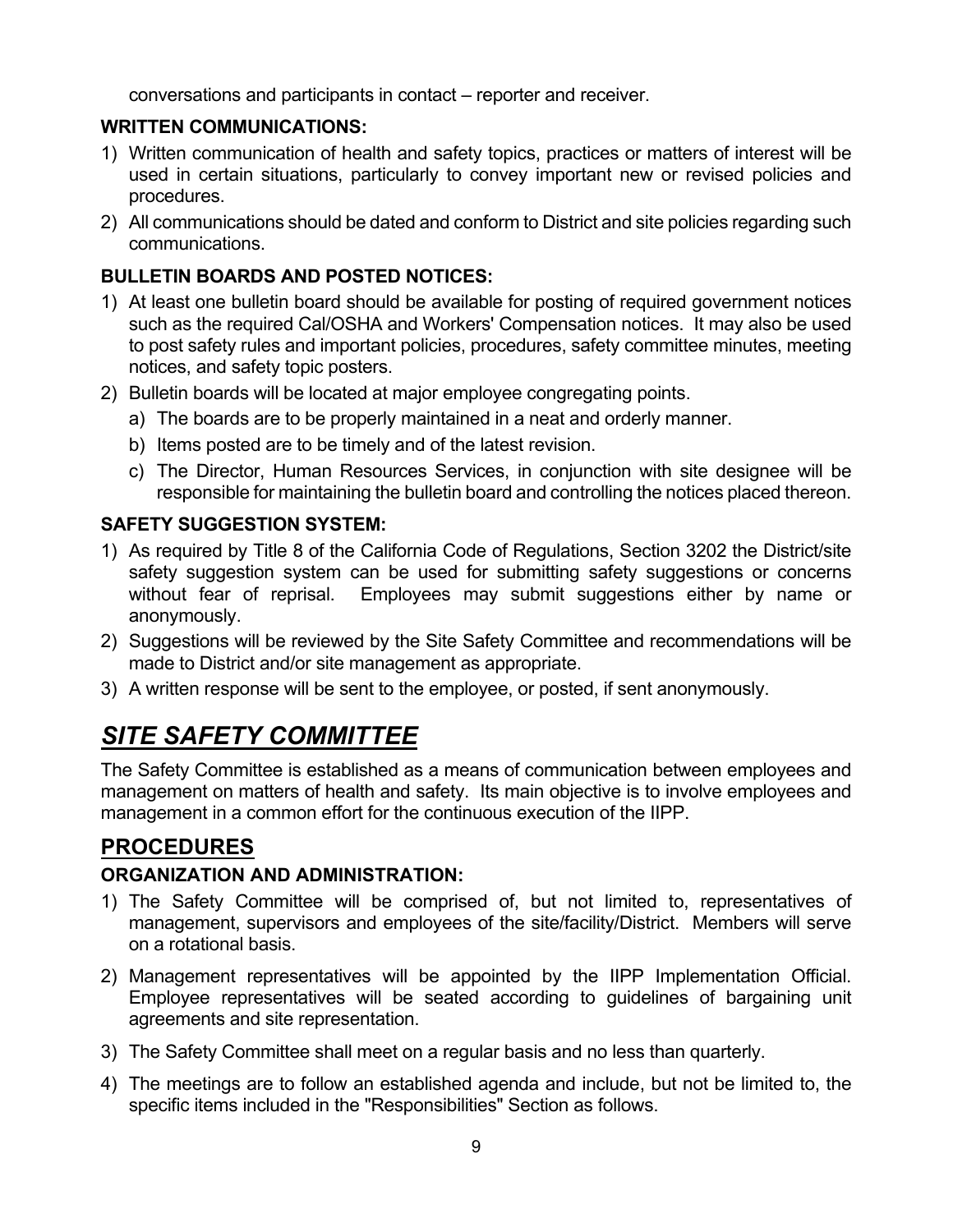conversations and participants in contact – reporter and receiver.

**WRITTEN COMMUNICATIONS:**

1) Written communication of health and safety topics, practices or matters of interest will be used in certain situations, particularly to convey important new or revised policies and procedures.
2) All communications should be dated and conform to District and site policies regarding such communications.

**BULLETIN BOARDS AND POSTED NOTICES:**

1) At least one bulletin board should be available for posting of required government notices such as the required Cal/OSHA and Workers' Compensation notices. It may also be used to post safety rules and important policies, procedures, safety committee minutes, meeting notices, and safety topic posters.
2) Bulletin boards will be located at major employee congregating points.
   a) The boards are to be properly maintained in a neat and orderly manner.
   b) Items posted are to be timely and of the latest revision.
   c) The Director, Human Resources Services, in conjunction with site designee will be responsible for maintaining the bulletin board and controlling the notices placed thereon.

**SAFETY SUGGESTION SYSTEM:**

1) As required by Title 8 of the California Code of Regulations, Section 3202 the District/site safety suggestion system can be used for submitting safety suggestions or concerns without fear of reprisal. Employees may submit suggestions either by name or anonymously.
2) Suggestions will be reviewed by the Site Safety Committee and recommendations will be made to District and/or site management as appropriate.
3) A written response will be sent to the employee, or posted, if sent anonymously.

# ***SITE SAFETY COMMITTEE***

The Safety Committee is established as a means of communication between employees and management on matters of health and safety. Its main objective is to involve employees and management in a common effort for the continuous execution of the IIPP.

## PROCEDURES

**ORGANIZATION AND ADMINISTRATION:**

1) The Safety Committee will be comprised of, but not limited to, representatives of management, supervisors and employees of the site/facility/District. Members will serve on a rotational basis.
2) Management representatives will be appointed by the IIPP Implementation Official. Employee representatives will be seated according to guidelines of bargaining unit agreements and site representation.
3) The Safety Committee shall meet on a regular basis and no less than quarterly.
4) The meetings are to follow an established agenda and include, but not be limited to, the specific items included in the "Responsibilities" Section as follows.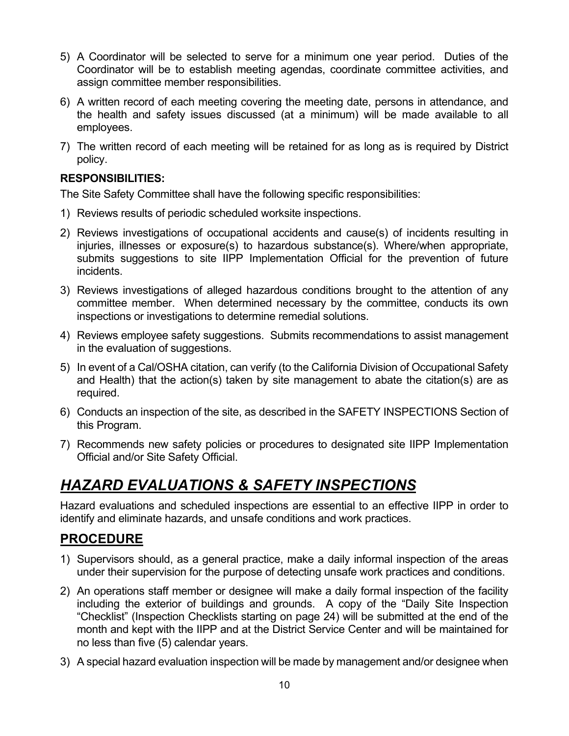5) A Coordinator will be selected to serve for a minimum one year period. Duties of the Coordinator will be to establish meeting agendas, coordinate committee activities, and assign committee member responsibilities.
6) A written record of each meeting covering the meeting date, persons in attendance, and the health and safety issues discussed (at a minimum) will be made available to all employees.
7) The written record of each meeting will be retained for as long as is required by District policy.

**RESPONSIBILITIES:**

The Site Safety Committee shall have the following specific responsibilities:

1) Reviews results of periodic scheduled worksite inspections.
2) Reviews investigations of occupational accidents and cause(s) of incidents resulting in injuries, illnesses or exposure(s) to hazardous substance(s). Where/when appropriate, submits suggestions to site IIPP Implementation Official for the prevention of future incidents.
3) Reviews investigations of alleged hazardous conditions brought to the attention of any committee member. When determined necessary by the committee, conducts its own inspections or investigations to determine remedial solutions.
4) Reviews employee safety suggestions. Submits recommendations to assist management in the evaluation of suggestions.
5) In event of a Cal/OSHA citation, can verify (to the California Division of Occupational Safety and Health) that the action(s) taken by site management to abate the citation(s) are as required.
6) Conducts an inspection of the site, as described in the SAFETY INSPECTIONS Section of this Program.
7) Recommends new safety policies or procedures to designated site IIPP Implementation Official and/or Site Safety Official.

# ***HAZARD EVALUATIONS & SAFETY INSPECTIONS***

Hazard evaluations and scheduled inspections are essential to an effective IIPP in order to identify and eliminate hazards, and unsafe conditions and work practices.

## **PROCEDURE**

1) Supervisors should, as a general practice, make a daily informal inspection of the areas under their supervision for the purpose of detecting unsafe work practices and conditions.
2) An operations staff member or designee will make a daily formal inspection of the facility including the exterior of buildings and grounds. A copy of the "Daily Site Inspection "Checklist" (Inspection Checklists starting on page 24) will be submitted at the end of the month and kept with the IIPP and at the District Service Center and will be maintained for no less than five (5) calendar years.
3) A special hazard evaluation inspection will be made by management and/or designee when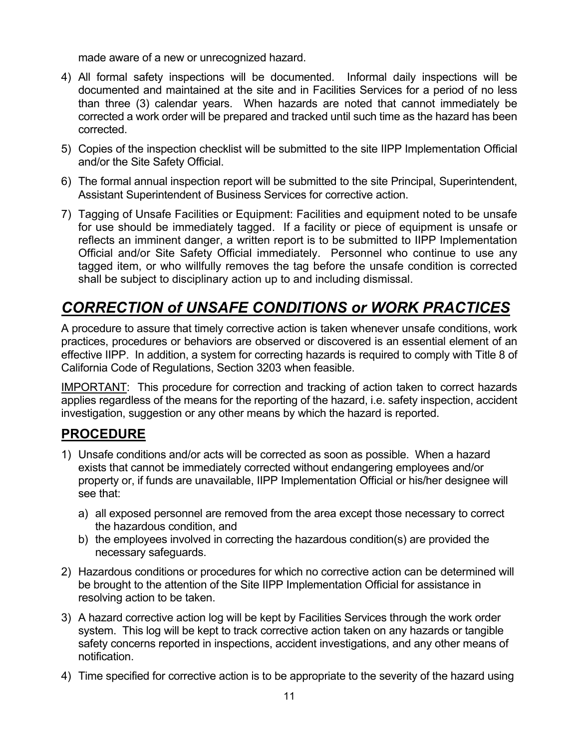made aware of a new or unrecognized hazard.

4) All formal safety inspections will be documented. Informal daily inspections will be documented and maintained at the site and in Facilities Services for a period of no less than three (3) calendar years. When hazards are noted that cannot immediately be corrected a work order will be prepared and tracked until such time as the hazard has been corrected.
5) Copies of the inspection checklist will be submitted to the site IIPP Implementation Official and/or the Site Safety Official.
6) The formal annual inspection report will be submitted to the site Principal, Superintendent, Assistant Superintendent of Business Services for corrective action.
7) Tagging of Unsafe Facilities or Equipment: Facilities and equipment noted to be unsafe for use should be immediately tagged. If a facility or piece of equipment is unsafe or reflects an imminent danger, a written report is to be submitted to IIPP Implementation Official and/or Site Safety Official immediately. Personnel who continue to use any tagged item, or who willfully removes the tag before the unsafe condition is corrected shall be subject to disciplinary action up to and including dismissal.

# *CORRECTION of UNSAFE CONDITIONS or WORK PRACTICES*

A procedure to assure that timely corrective action is taken whenever unsafe conditions, work practices, procedures or behaviors are observed or discovered is an essential element of an effective IIPP. In addition, a system for correcting hazards is required to comply with Title 8 of California Code of Regulations, Section 3203 when feasible.

IMPORTANT: This procedure for correction and tracking of action taken to correct hazards applies regardless of the means for the reporting of the hazard, i.e. safety inspection, accident investigation, suggestion or any other means by which the hazard is reported.

## PROCEDURE

1) Unsafe conditions and/or acts will be corrected as soon as possible. When a hazard exists that cannot be immediately corrected without endangering employees and/or property or, if funds are unavailable, IIPP Implementation Official or his/her designee will see that:
   a) all exposed personnel are removed from the area except those necessary to correct the hazardous condition, and
   b) the employees involved in correcting the hazardous condition(s) are provided the necessary safeguards.
2) Hazardous conditions or procedures for which no corrective action can be determined will be brought to the attention of the Site IIPP Implementation Official for assistance in resolving action to be taken.
3) A hazard corrective action log will be kept by Facilities Services through the work order system. This log will be kept to track corrective action taken on any hazards or tangible safety concerns reported in inspections, accident investigations, and any other means of notification.
4) Time specified for corrective action is to be appropriate to the severity of the hazard using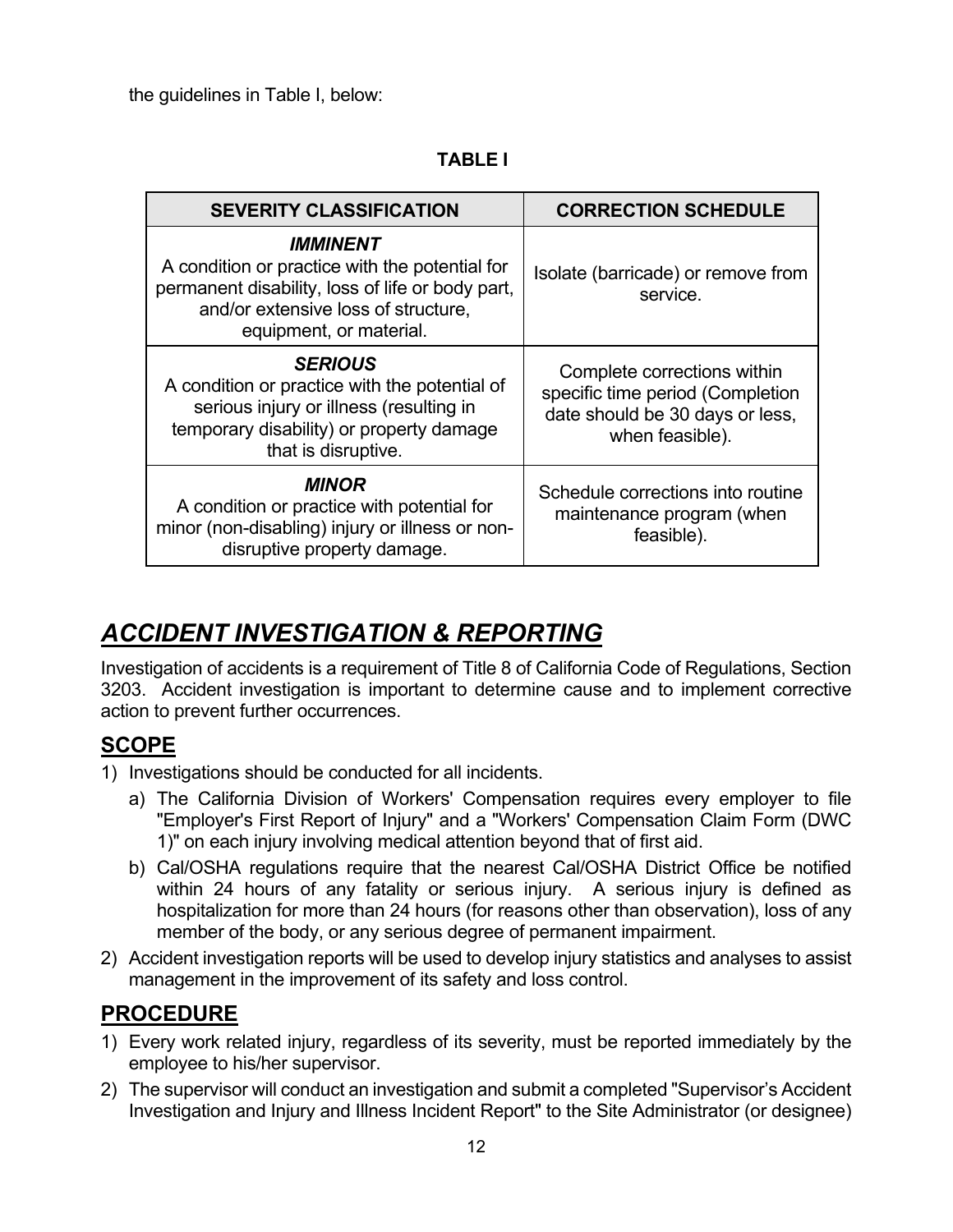the guidelines in Table I, below:

**TABLE I**

| SEVERITY CLASSIFICATION | CORRECTION SCHEDULE |
| --- | --- |
| ***IMMINENT*** A condition or practice with the potential for permanent disability, loss of life or body part, and/or extensive loss of structure, equipment, or material. | Isolate (barricade) or remove from service. |
| ***SERIOUS*** A condition or practice with the potential of serious injury or illness (resulting in temporary disability) or property damage that is disruptive. | Complete corrections within specific time period (Completion date should be 30 days or less, when feasible). |
| ***MINOR*** A condition or practice with potential for minor (non-disabling) injury or illness or non-disruptive property damage. | Schedule corrections into routine maintenance program (when feasible). |

# ***ACCIDENT INVESTIGATION & REPORTING***

Investigation of accidents is a requirement of Title 8 of California Code of Regulations, Section 3203. Accident investigation is important to determine cause and to implement corrective action to prevent further occurrences.

## **SCOPE**

1) Investigations should be conducted for all incidents.
   a) The California Division of Workers' Compensation requires every employer to file "Employer's First Report of Injury" and a "Workers' Compensation Claim Form (DWC 1)" on each injury involving medical attention beyond that of first aid.
   b) Cal/OSHA regulations require that the nearest Cal/OSHA District Office be notified within 24 hours of any fatality or serious injury. A serious injury is defined as hospitalization for more than 24 hours (for reasons other than observation), loss of any member of the body, or any serious degree of permanent impairment.
2) Accident investigation reports will be used to develop injury statistics and analyses to assist management in the improvement of its safety and loss control.

## **PROCEDURE**

1) Every work related injury, regardless of its severity, must be reported immediately by the employee to his/her supervisor.
2) The supervisor will conduct an investigation and submit a completed "Supervisor's Accident Investigation and Injury and Illness Incident Report" to the Site Administrator (or designee)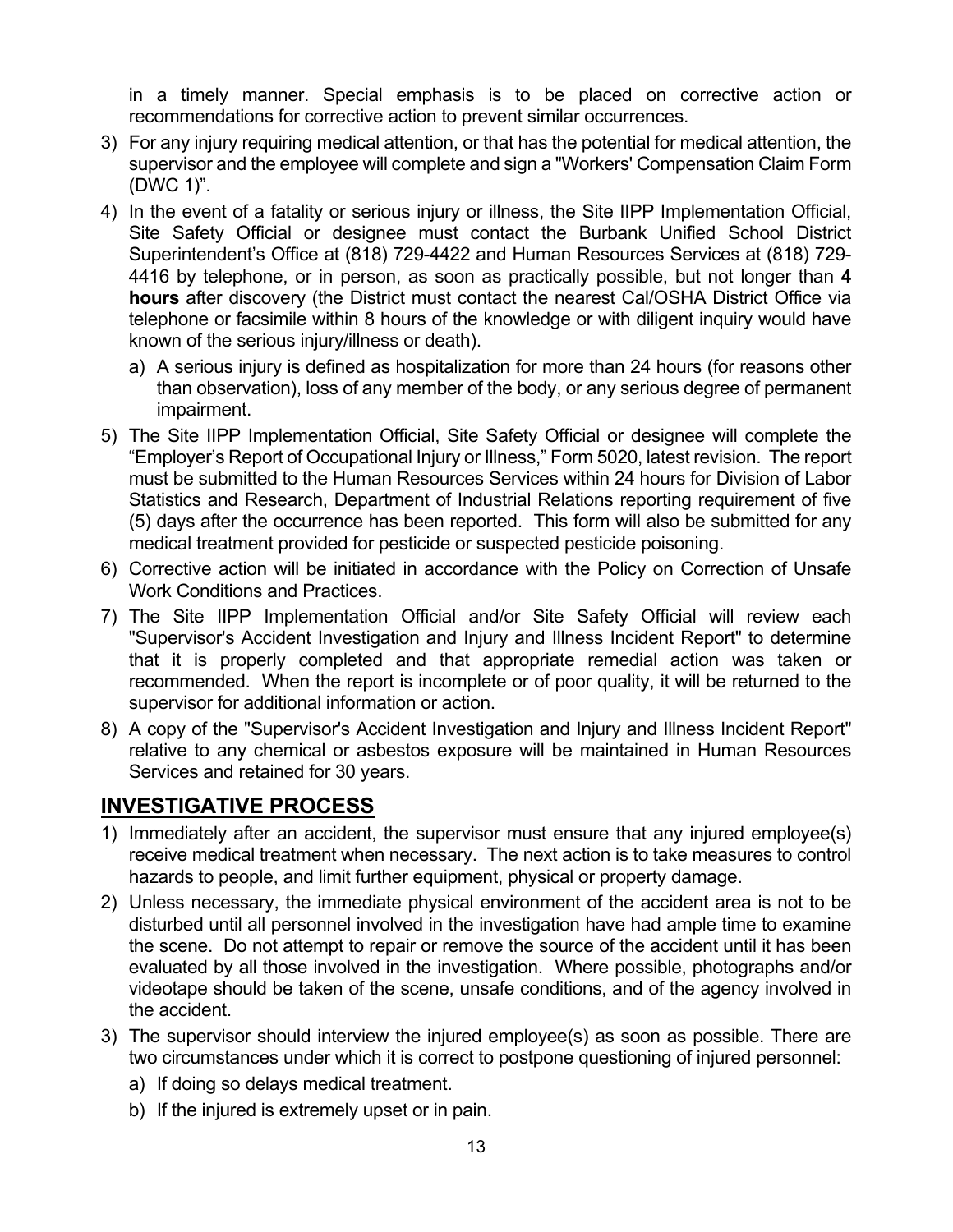in a timely manner. Special emphasis is to be placed on corrective action or recommendations for corrective action to prevent similar occurrences.

3) For any injury requiring medical attention, or that has the potential for medical attention, the supervisor and the employee will complete and sign a "Workers' Compensation Claim Form (DWC 1)".
4) In the event of a fatality or serious injury or illness, the Site IIPP Implementation Official, Site Safety Official or designee must contact the Burbank Unified School District Superintendent's Office at (818) 729-4422 and Human Resources Services at (818) 729-4416 by telephone, or in person, as soon as practically possible, but not longer than **4 hours** after discovery (the District must contact the nearest Cal/OSHA District Office via telephone or facsimile within 8 hours of the knowledge or with diligent inquiry would have known of the serious injury/illness or death).
   a) A serious injury is defined as hospitalization for more than 24 hours (for reasons other than observation), loss of any member of the body, or any serious degree of permanent impairment.
5) The Site IIPP Implementation Official, Site Safety Official or designee will complete the "Employer's Report of Occupational Injury or Illness," Form 5020, latest revision. The report must be submitted to the Human Resources Services within 24 hours for Division of Labor Statistics and Research, Department of Industrial Relations reporting requirement of five (5) days after the occurrence has been reported. This form will also be submitted for any medical treatment provided for pesticide or suspected pesticide poisoning.
6) Corrective action will be initiated in accordance with the Policy on Correction of Unsafe Work Conditions and Practices.
7) The Site IIPP Implementation Official and/or Site Safety Official will review each "Supervisor's Accident Investigation and Injury and Illness Incident Report" to determine that it is properly completed and that appropriate remedial action was taken or recommended. When the report is incomplete or of poor quality, it will be returned to the supervisor for additional information or action.
8) A copy of the "Supervisor's Accident Investigation and Injury and Illness Incident Report" relative to any chemical or asbestos exposure will be maintained in Human Resources Services and retained for 30 years.

## INVESTIGATIVE PROCESS

1) Immediately after an accident, the supervisor must ensure that any injured employee(s) receive medical treatment when necessary. The next action is to take measures to control hazards to people, and limit further equipment, physical or property damage.
2) Unless necessary, the immediate physical environment of the accident area is not to be disturbed until all personnel involved in the investigation have had ample time to examine the scene. Do not attempt to repair or remove the source of the accident until it has been evaluated by all those involved in the investigation. Where possible, photographs and/or videotape should be taken of the scene, unsafe conditions, and of the agency involved in the accident.
3) The supervisor should interview the injured employee(s) as soon as possible. There are two circumstances under which it is correct to postpone questioning of injured personnel:
   a) If doing so delays medical treatment.
   b) If the injured is extremely upset or in pain.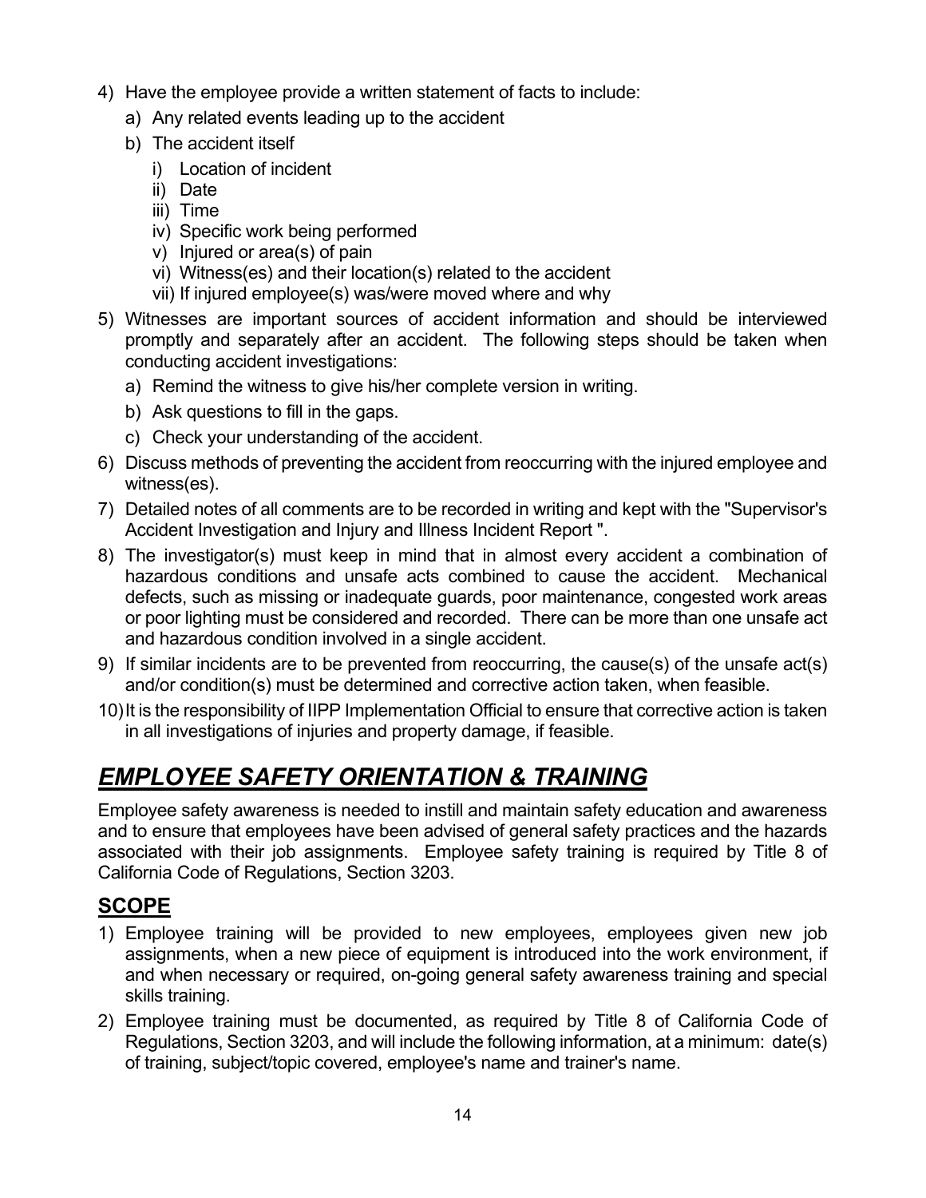4) Have the employee provide a written statement of facts to include:
   a) Any related events leading up to the accident
   b) The accident itself
      i) Location of incident
      ii) Date
      iii) Time
      iv) Specific work being performed
      v) Injured or area(s) of pain
      vi) Witness(es) and their location(s) related to the accident
      vii) If injured employee(s) was/were moved where and why
5) Witnesses are important sources of accident information and should be interviewed promptly and separately after an accident. The following steps should be taken when conducting accident investigations:
   a) Remind the witness to give his/her complete version in writing.
   b) Ask questions to fill in the gaps.
   c) Check your understanding of the accident.
6) Discuss methods of preventing the accident from reoccurring with the injured employee and witness(es).
7) Detailed notes of all comments are to be recorded in writing and kept with the "Supervisor's Accident Investigation and Injury and Illness Incident Report ".
8) The investigator(s) must keep in mind that in almost every accident a combination of hazardous conditions and unsafe acts combined to cause the accident. Mechanical defects, such as missing or inadequate guards, poor maintenance, congested work areas or poor lighting must be considered and recorded. There can be more than one unsafe act and hazardous condition involved in a single accident.
9) If similar incidents are to be prevented from reoccurring, the cause(s) of the unsafe act(s) and/or condition(s) must be determined and corrective action taken, when feasible.
10) It is the responsibility of IIPP Implementation Official to ensure that corrective action is taken in all investigations of injuries and property damage, if feasible.

# ***EMPLOYEE SAFETY ORIENTATION & TRAINING***

Employee safety awareness is needed to instill and maintain safety education and awareness and to ensure that employees have been advised of general safety practices and the hazards associated with their job assignments. Employee safety training is required by Title 8 of California Code of Regulations, Section 3203.

## **SCOPE**

1) Employee training will be provided to new employees, employees given new job assignments, when a new piece of equipment is introduced into the work environment, if and when necessary or required, on-going general safety awareness training and special skills training.
2) Employee training must be documented, as required by Title 8 of California Code of Regulations, Section 3203, and will include the following information, at a minimum: date(s) of training, subject/topic covered, employee's name and trainer's name.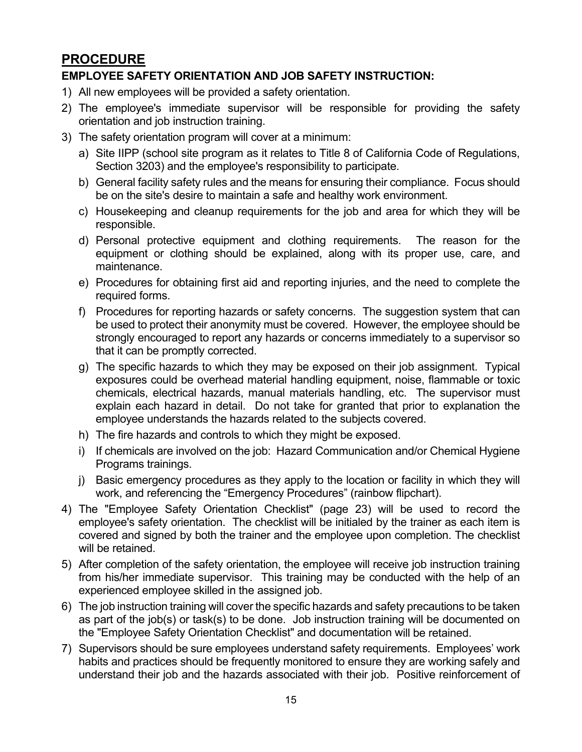## PROCEDURE

**EMPLOYEE SAFETY ORIENTATION AND JOB SAFETY INSTRUCTION:**

1) All new employees will be provided a safety orientation.
2) The employee's immediate supervisor will be responsible for providing the safety orientation and job instruction training.
3) The safety orientation program will cover at a minimum:
   a) Site IIPP (school site program as it relates to Title 8 of California Code of Regulations, Section 3203) and the employee's responsibility to participate.
   b) General facility safety rules and the means for ensuring their compliance. Focus should be on the site's desire to maintain a safe and healthy work environment.
   c) Housekeeping and cleanup requirements for the job and area for which they will be responsible.
   d) Personal protective equipment and clothing requirements. The reason for the equipment or clothing should be explained, along with its proper use, care, and maintenance.
   e) Procedures for obtaining first aid and reporting injuries, and the need to complete the required forms.
   f) Procedures for reporting hazards or safety concerns. The suggestion system that can be used to protect their anonymity must be covered. However, the employee should be strongly encouraged to report any hazards or concerns immediately to a supervisor so that it can be promptly corrected.
   g) The specific hazards to which they may be exposed on their job assignment. Typical exposures could be overhead material handling equipment, noise, flammable or toxic chemicals, electrical hazards, manual materials handling, etc. The supervisor must explain each hazard in detail. Do not take for granted that prior to explanation the employee understands the hazards related to the subjects covered.
   h) The fire hazards and controls to which they might be exposed.
   i) If chemicals are involved on the job: Hazard Communication and/or Chemical Hygiene Programs trainings.
   j) Basic emergency procedures as they apply to the location or facility in which they will work, and referencing the "Emergency Procedures" (rainbow flipchart).
4) The "Employee Safety Orientation Checklist" (page 23) will be used to record the employee's safety orientation. The checklist will be initialed by the trainer as each item is covered and signed by both the trainer and the employee upon completion. The checklist will be retained.
5) After completion of the safety orientation, the employee will receive job instruction training from his/her immediate supervisor. This training may be conducted with the help of an experienced employee skilled in the assigned job.
6) The job instruction training will cover the specific hazards and safety precautions to be taken as part of the job(s) or task(s) to be done. Job instruction training will be documented on the "Employee Safety Orientation Checklist" and documentation will be retained.
7) Supervisors should be sure employees understand safety requirements. Employees' work habits and practices should be frequently monitored to ensure they are working safely and understand their job and the hazards associated with their job. Positive reinforcement of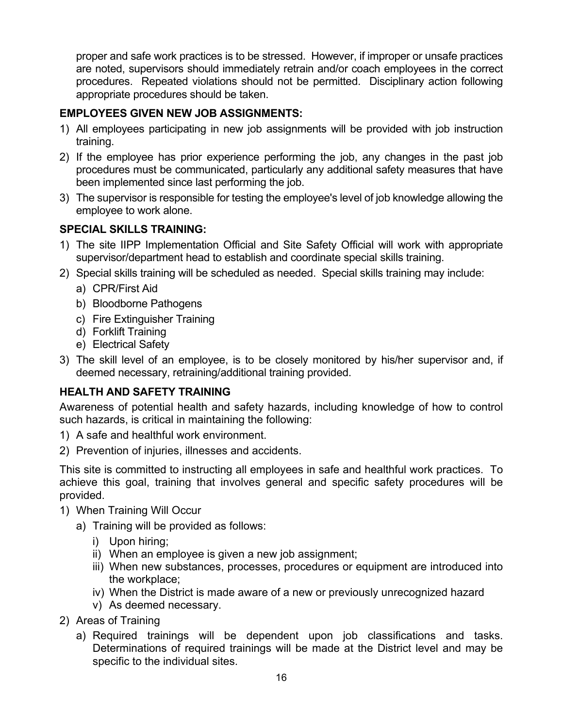proper and safe work practices is to be stressed. However, if improper or unsafe practices are noted, supervisors should immediately retrain and/or coach employees in the correct procedures. Repeated violations should not be permitted. Disciplinary action following appropriate procedures should be taken.

**EMPLOYEES GIVEN NEW JOB ASSIGNMENTS:**

1) All employees participating in new job assignments will be provided with job instruction training.
2) If the employee has prior experience performing the job, any changes in the past job procedures must be communicated, particularly any additional safety measures that have been implemented since last performing the job.
3) The supervisor is responsible for testing the employee's level of job knowledge allowing the employee to work alone.

**SPECIAL SKILLS TRAINING:**

1) The site IIPP Implementation Official and Site Safety Official will work with appropriate supervisor/department head to establish and coordinate special skills training.
2) Special skills training will be scheduled as needed. Special skills training may include:
   a) CPR/First Aid
   b) Bloodborne Pathogens
   c) Fire Extinguisher Training
   d) Forklift Training
   e) Electrical Safety
3) The skill level of an employee, is to be closely monitored by his/her supervisor and, if deemed necessary, retraining/additional training provided.

**HEALTH AND SAFETY TRAINING**

Awareness of potential health and safety hazards, including knowledge of how to control such hazards, is critical in maintaining the following:

1) A safe and healthful work environment.
2) Prevention of injuries, illnesses and accidents.

This site is committed to instructing all employees in safe and healthful work practices. To achieve this goal, training that involves general and specific safety procedures will be provided.

1) When Training Will Occur
   a) Training will be provided as follows:
      i) Upon hiring;
      ii) When an employee is given a new job assignment;
      iii) When new substances, processes, procedures or equipment are introduced into the workplace;
      iv) When the District is made aware of a new or previously unrecognized hazard
      v) As deemed necessary.
2) Areas of Training
   a) Required trainings will be dependent upon job classifications and tasks. Determinations of required trainings will be made at the District level and may be specific to the individual sites.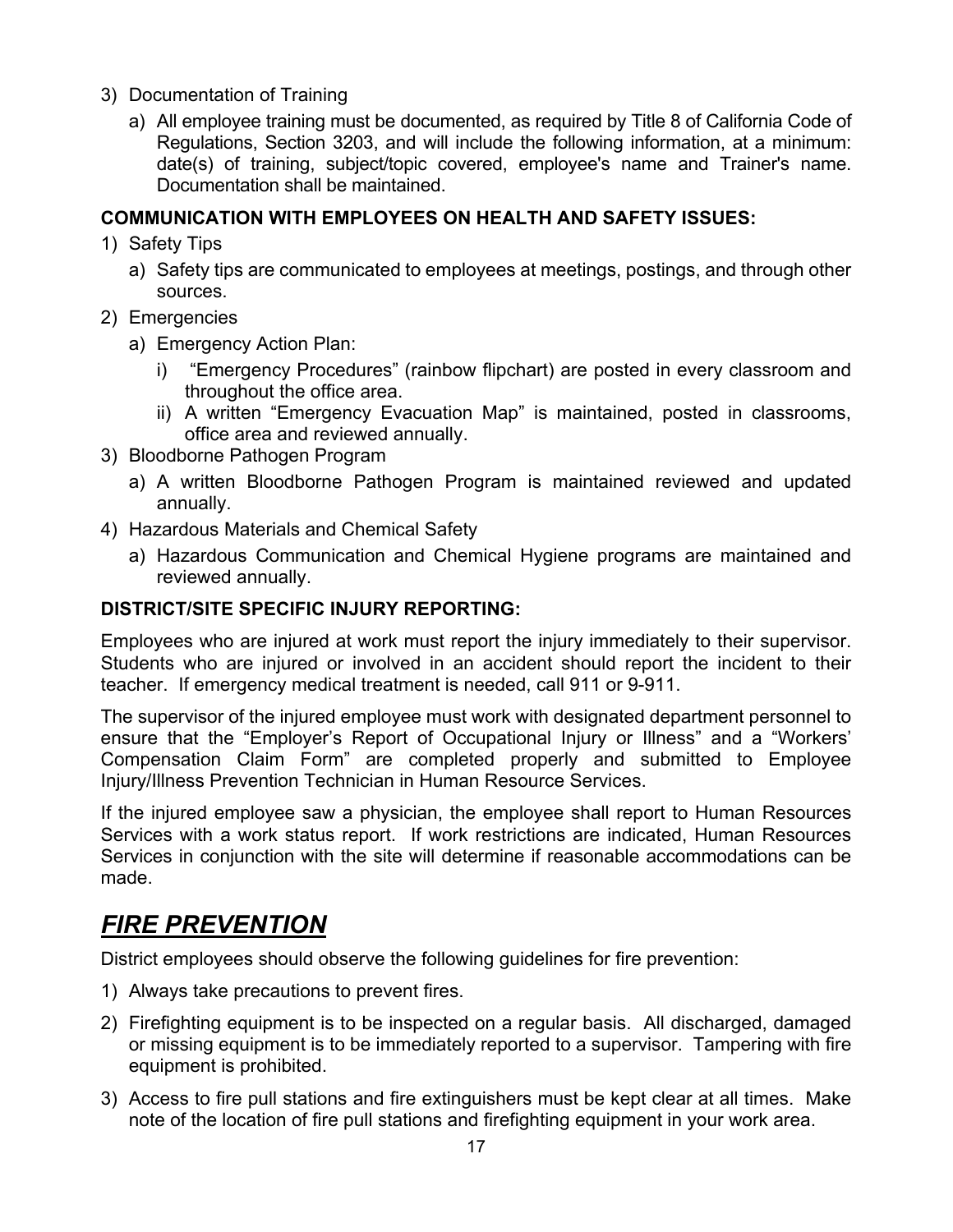3) Documentation of Training
   a) All employee training must be documented, as required by Title 8 of California Code of Regulations, Section 3203, and will include the following information, at a minimum: date(s) of training, subject/topic covered, employee's name and Trainer's name. Documentation shall be maintained.

**COMMUNICATION WITH EMPLOYEES ON HEALTH AND SAFETY ISSUES:**

1) Safety Tips
   a) Safety tips are communicated to employees at meetings, postings, and through other sources.
2) Emergencies
   a) Emergency Action Plan:
      i) "Emergency Procedures" (rainbow flipchart) are posted in every classroom and throughout the office area.
      ii) A written "Emergency Evacuation Map" is maintained, posted in classrooms, office area and reviewed annually.
3) Bloodborne Pathogen Program
   a) A written Bloodborne Pathogen Program is maintained reviewed and updated annually.
4) Hazardous Materials and Chemical Safety
   a) Hazardous Communication and Chemical Hygiene programs are maintained and reviewed annually.

**DISTRICT/SITE SPECIFIC INJURY REPORTING:**

Employees who are injured at work must report the injury immediately to their supervisor. Students who are injured or involved in an accident should report the incident to their teacher. If emergency medical treatment is needed, call 911 or 9-911.

The supervisor of the injured employee must work with designated department personnel to ensure that the "Employer's Report of Occupational Injury or Illness" and a "Workers' Compensation Claim Form" are completed properly and submitted to Employee Injury/Illness Prevention Technician in Human Resource Services.

If the injured employee saw a physician, the employee shall report to Human Resources Services with a work status report. If work restrictions are indicated, Human Resources Services in conjunction with the site will determine if reasonable accommodations can be made.

# ***FIRE PREVENTION***

District employees should observe the following guidelines for fire prevention:

1) Always take precautions to prevent fires.

2) Firefighting equipment is to be inspected on a regular basis. All discharged, damaged or missing equipment is to be immediately reported to a supervisor. Tampering with fire equipment is prohibited.

3) Access to fire pull stations and fire extinguishers must be kept clear at all times. Make note of the location of fire pull stations and firefighting equipment in your work area.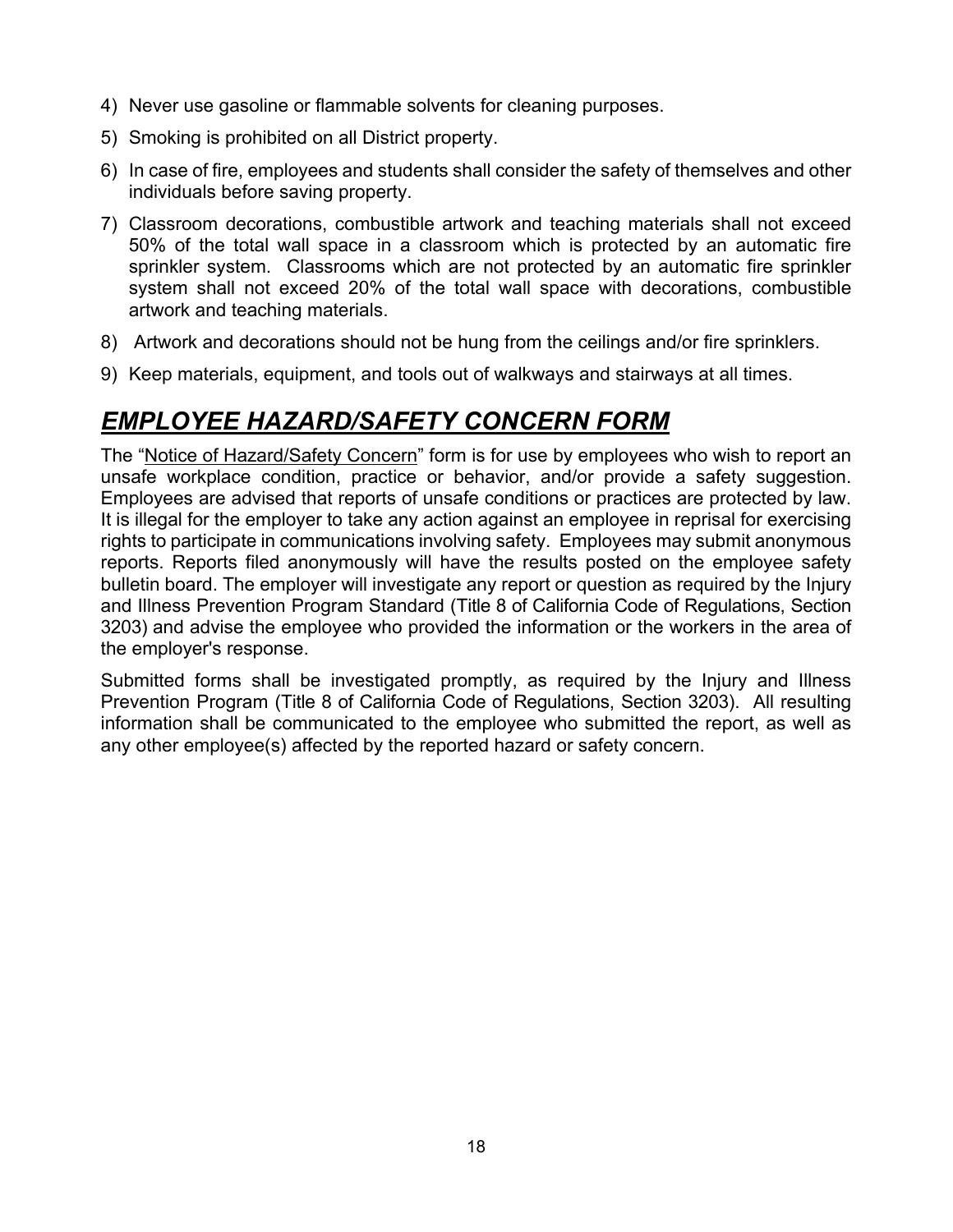4) Never use gasoline or flammable solvents for cleaning purposes.
5) Smoking is prohibited on all District property.
6) In case of fire, employees and students shall consider the safety of themselves and other individuals before saving property.
7) Classroom decorations, combustible artwork and teaching materials shall not exceed 50% of the total wall space in a classroom which is protected by an automatic fire sprinkler system. Classrooms which are not protected by an automatic fire sprinkler system shall not exceed 20% of the total wall space with decorations, combustible artwork and teaching materials.
8) Artwork and decorations should not be hung from the ceilings and/or fire sprinklers.
9) Keep materials, equipment, and tools out of walkways and stairways at all times.

## ***EMPLOYEE HAZARD/SAFETY CONCERN FORM***

The "Notice of Hazard/Safety Concern" form is for use by employees who wish to report an unsafe workplace condition, practice or behavior, and/or provide a safety suggestion. Employees are advised that reports of unsafe conditions or practices are protected by law. It is illegal for the employer to take any action against an employee in reprisal for exercising rights to participate in communications involving safety. Employees may submit anonymous reports. Reports filed anonymously will have the results posted on the employee safety bulletin board. The employer will investigate any report or question as required by the Injury and Illness Prevention Program Standard (Title 8 of California Code of Regulations, Section 3203) and advise the employee who provided the information or the workers in the area of the employer's response.

Submitted forms shall be investigated promptly, as required by the Injury and Illness Prevention Program (Title 8 of California Code of Regulations, Section 3203). All resulting information shall be communicated to the employee who submitted the report, as well as any other employee(s) affected by the reported hazard or safety concern.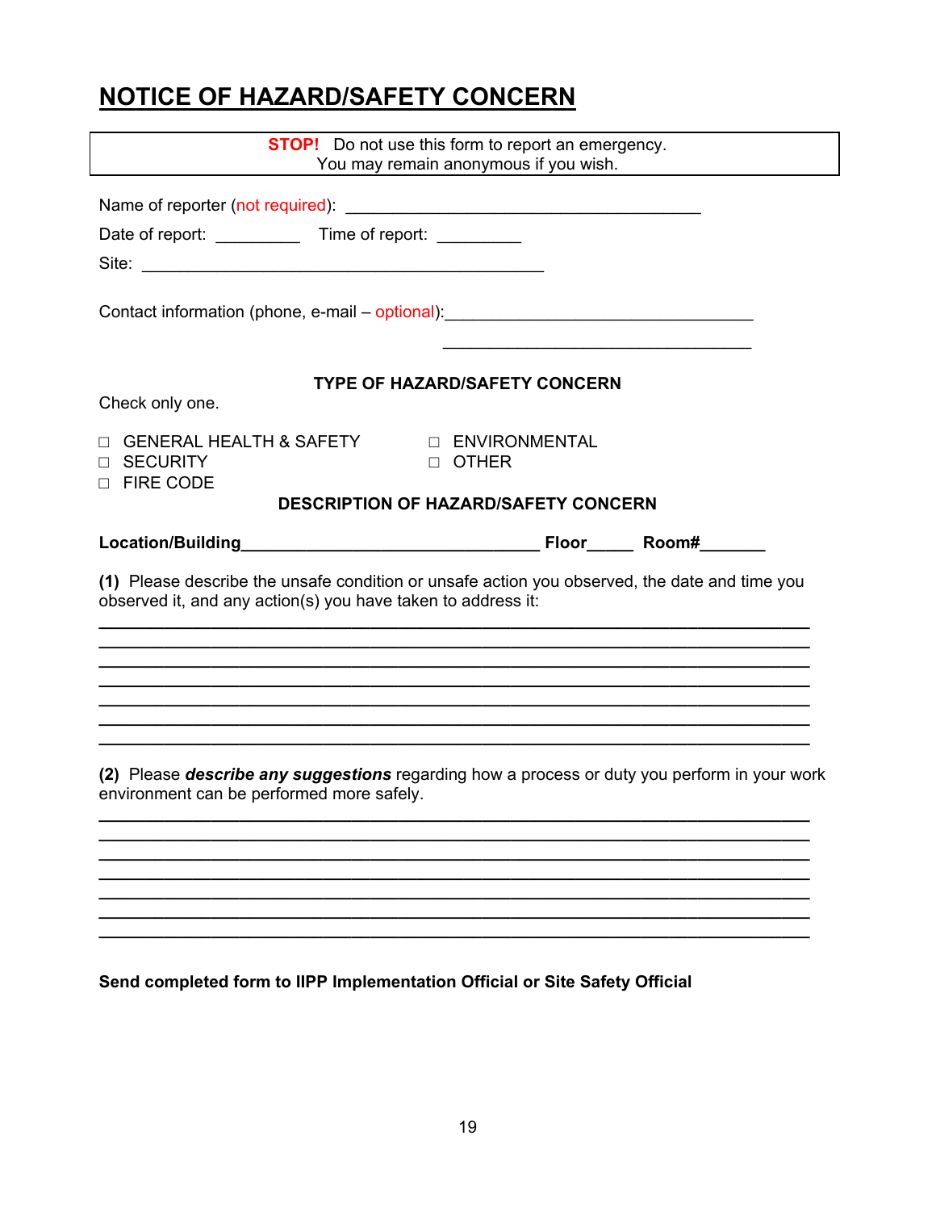# NOTICE OF HAZARD/SAFETY CONCERN

**STOP!** Do not use this form to report an emergency.
You may remain anonymous if you wish.

Name of reporter (not required): ________________________________________

Date of report: _________ Time of report: _________

Site: ____________________________________________

Contact information (phone, e-mail – optional): __________________________________

__________________________________

**TYPE OF HAZARD/SAFETY CONCERN**

Check only one.

- ☐ GENERAL HEALTH & SAFETY
- ☐ SECURITY
- ☐ FIRE CODE
- ☐ ENVIRONMENTAL
- ☐ OTHER

**DESCRIPTION OF HAZARD/SAFETY CONCERN**

**Location/Building**________________________________ **Floor**_____ **Room#**_______

**(1)** Please describe the unsafe condition or unsafe action you observed, the date and time you observed it, and any action(s) you have taken to address it:

________________________________________________________________________________
________________________________________________________________________________
________________________________________________________________________________
________________________________________________________________________________
________________________________________________________________________________
________________________________________________________________________________
________________________________________________________________________________

**(2)** Please ***describe any suggestions*** regarding how a process or duty you perform in your work environment can be performed more safely.

________________________________________________________________________________
________________________________________________________________________________
________________________________________________________________________________
________________________________________________________________________________
________________________________________________________________________________
________________________________________________________________________________
________________________________________________________________________________

**Send completed form to IIPP Implementation Official or Site Safety Official**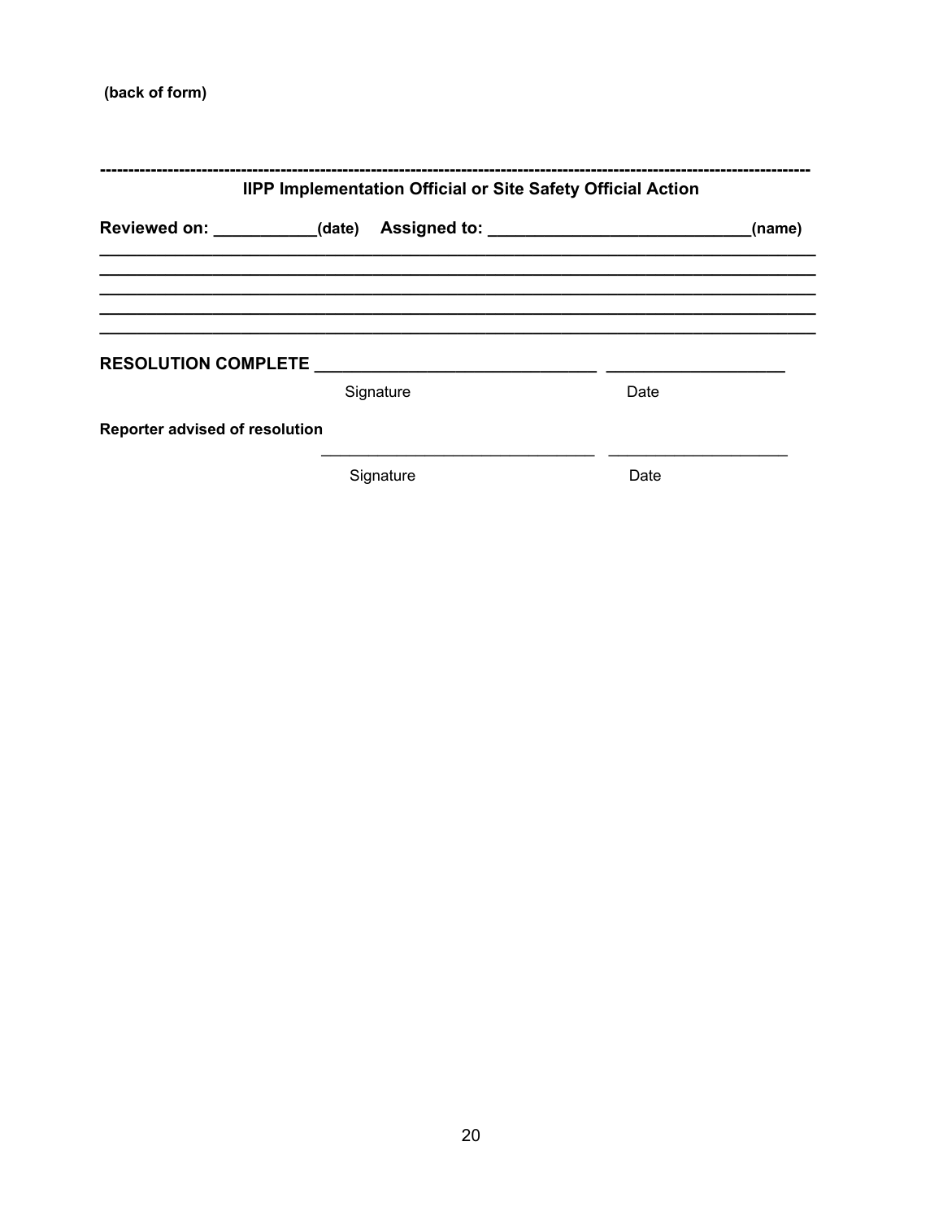**(back of form)**

---

**IIPP Implementation Official or Site Safety Official Action**

**Reviewed on: ___________(date)   Assigned to: ____________________________(name)**

________________________________________________________________________________

________________________________________________________________________________

________________________________________________________________________________

________________________________________________________________________________

________________________________________________________________________________

**RESOLUTION COMPLETE** ______________________________ ___________________

Signature Date

**Reporter advised of resolution**

______________________________ ___________________

Signature Date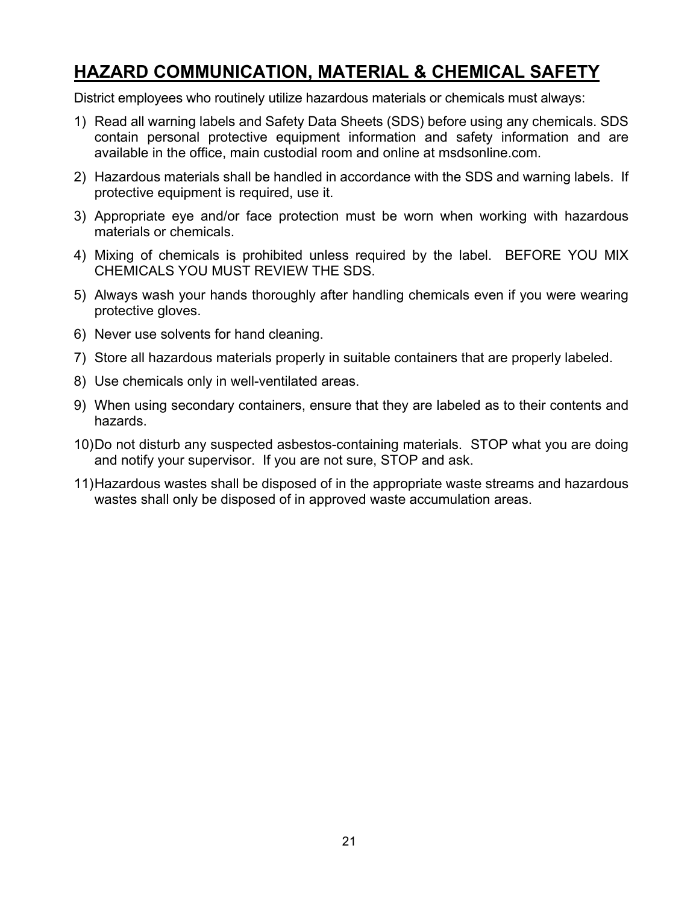## HAZARD COMMUNICATION, MATERIAL & CHEMICAL SAFETY

District employees who routinely utilize hazardous materials or chemicals must always:

1) Read all warning labels and Safety Data Sheets (SDS) before using any chemicals. SDS contain personal protective equipment information and safety information and are available in the office, main custodial room and online at msdsonline.com.
2) Hazardous materials shall be handled in accordance with the SDS and warning labels. If protective equipment is required, use it.
3) Appropriate eye and/or face protection must be worn when working with hazardous materials or chemicals.
4) Mixing of chemicals is prohibited unless required by the label. BEFORE YOU MIX CHEMICALS YOU MUST REVIEW THE SDS.
5) Always wash your hands thoroughly after handling chemicals even if you were wearing protective gloves.
6) Never use solvents for hand cleaning.
7) Store all hazardous materials properly in suitable containers that are properly labeled.
8) Use chemicals only in well-ventilated areas.
9) When using secondary containers, ensure that they are labeled as to their contents and hazards.
10) Do not disturb any suspected asbestos-containing materials. STOP what you are doing and notify your supervisor. If you are not sure, STOP and ask.
11) Hazardous wastes shall be disposed of in the appropriate waste streams and hazardous wastes shall only be disposed of in approved waste accumulation areas.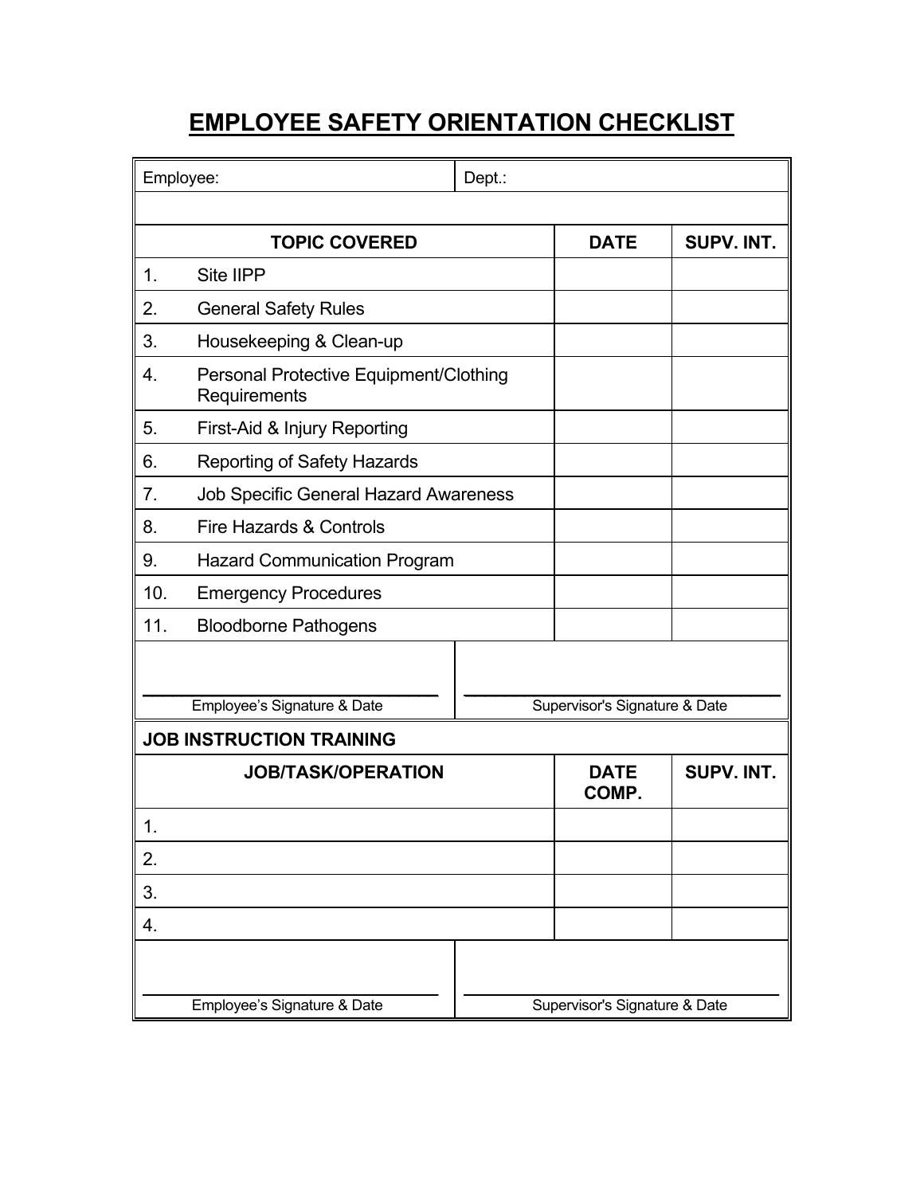# EMPLOYEE SAFETY ORIENTATION CHECKLIST

| Employee: | Dept.: |
|---|---|

| TOPIC COVERED | DATE | SUPV. INT. |
|---|---|---|
| 1. Site IIPP | | |
| 2. General Safety Rules | | |
| 3. Housekeeping & Clean-up | | |
| 4. Personal Protective Equipment/Clothing Requirements | | |
| 5. First-Aid & Injury Reporting | | |
| 6. Reporting of Safety Hazards | | |
| 7. Job Specific General Hazard Awareness | | |
| 8. Fire Hazards & Controls | | |
| 9. Hazard Communication Program | | |
| 10. Emergency Procedures | | |
| 11. Bloodborne Pathogens | | |

| ______________________________ | ______________________________ |
|---|---|
| Employee's Signature & Date | Supervisor's Signature & Date |

**JOB INSTRUCTION TRAINING**

| JOB/TASK/OPERATION | DATE COMP. | SUPV. INT. |
|---|---|---|
| 1. | | |
| 2. | | |
| 3. | | |
| 4. | | |

| ______________________________ | ______________________________ |
|---|---|
| Employee's Signature & Date | Supervisor's Signature & Date |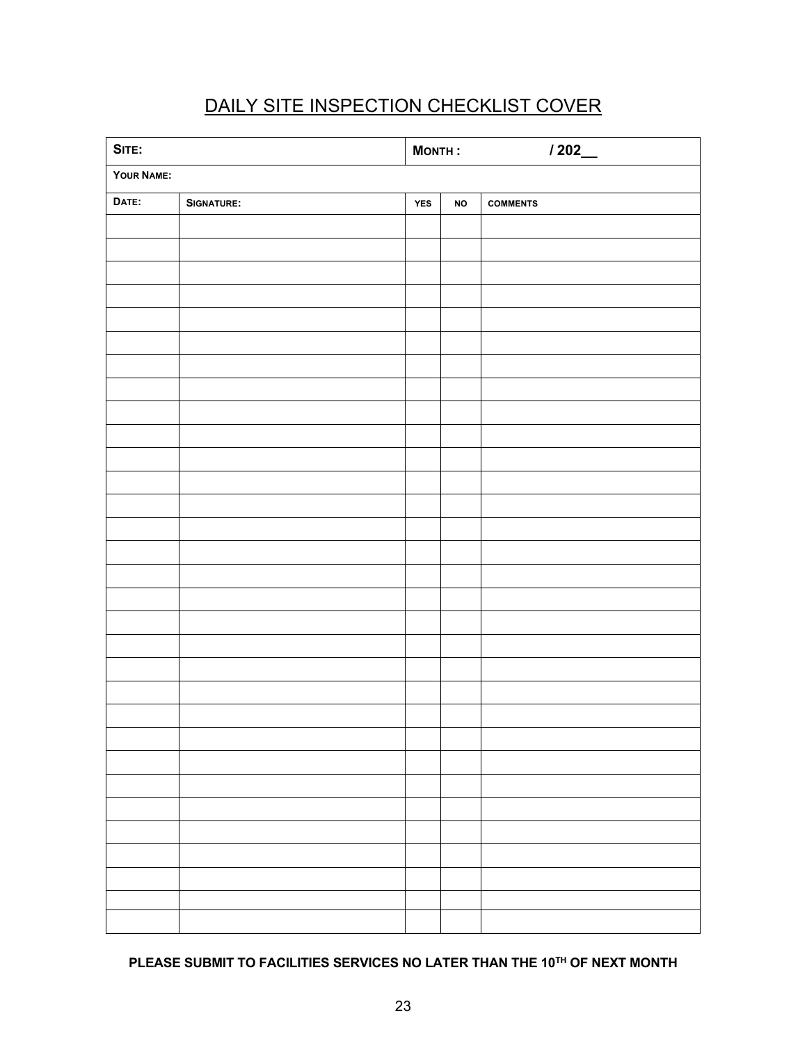# DAILY SITE INSPECTION CHECKLIST COVER

| **SITE:** | | **MONTH :** | | **/ 202__** |
|---|---|---|---|---|
| **YOUR NAME:** | | | | |
| **DATE:** | **SIGNATURE:** | **YES** | **NO** | **COMMENTS** |
| | | | | |
| | | | | |
| | | | | |
| | | | | |
| | | | | |
| | | | | |
| | | | | |
| | | | | |
| | | | | |
| | | | | |
| | | | | |
| | | | | |
| | | | | |
| | | | | |
| | | | | |
| | | | | |
| | | | | |
| | | | | |
| | | | | |
| | | | | |
| | | | | |
| | | | | |
| | | | | |
| | | | | |
| | | | | |
| | | | | |
| | | | | |
| | | | | |
| | | | | |
| | | | | |
| | | | | |

**PLEASE SUBMIT TO FACILITIES SERVICES NO LATER THAN THE 10TH OF NEXT MONTH**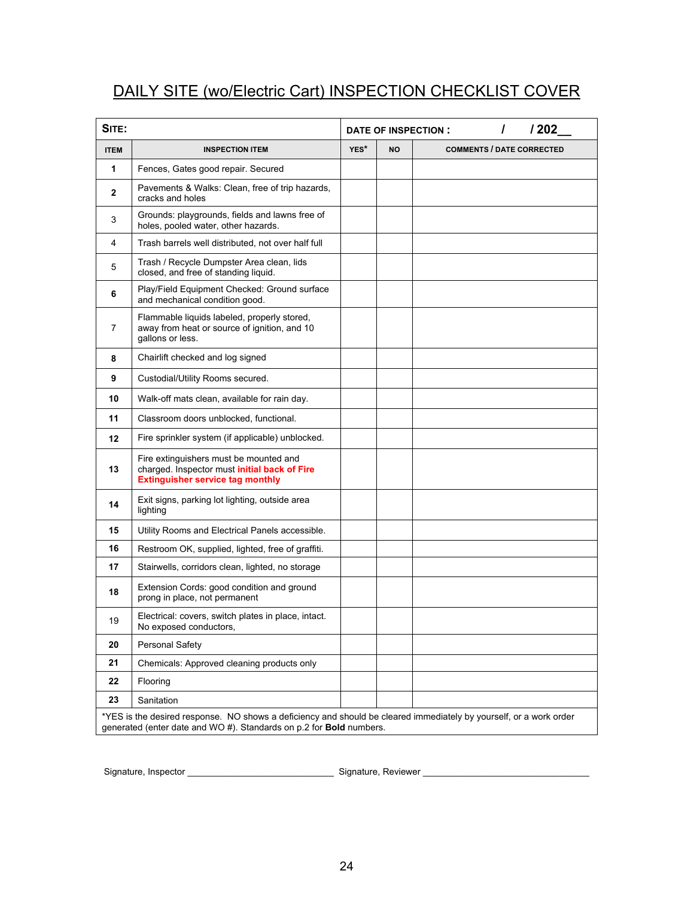# DAILY SITE (wo/Electric Cart) INSPECTION CHECKLIST COVER

| SITE: | | DATE OF INSPECTION : / / 202__ | | |
|---|---|---|---|---|
| **ITEM** | **INSPECTION ITEM** | **YES*** | **NO** | **COMMENTS / DATE CORRECTED** |
| **1** | Fences, Gates good repair. Secured | | | |
| **2** | Pavements & Walks: Clean, free of trip hazards, cracks and holes | | | |
| 3 | Grounds: playgrounds, fields and lawns free of holes, pooled water, other hazards. | | | |
| 4 | Trash barrels well distributed, not over half full | | | |
| 5 | Trash / Recycle Dumpster Area clean, lids closed, and free of standing liquid. | | | |
| **6** | Play/Field Equipment Checked: Ground surface and mechanical condition good. | | | |
| 7 | Flammable liquids labeled, properly stored, away from heat or source of ignition, and 10 gallons or less. | | | |
| **8** | Chairlift checked and log signed | | | |
| **9** | Custodial/Utility Rooms secured. | | | |
| **10** | Walk-off mats clean, available for rain day. | | | |
| **11** | Classroom doors unblocked, functional. | | | |
| **12** | Fire sprinkler system (if applicable) unblocked. | | | |
| **13** | Fire extinguishers must be mounted and charged. Inspector must **initial back of Fire Extinguisher service tag monthly** | | | |
| **14** | Exit signs, parking lot lighting, outside area lighting | | | |
| **15** | Utility Rooms and Electrical Panels accessible. | | | |
| **16** | Restroom OK, supplied, lighted, free of graffiti. | | | |
| **17** | Stairwells, corridors clean, lighted, no storage | | | |
| **18** | Extension Cords: good condition and ground prong in place, not permanent | | | |
| 19 | Electrical: covers, switch plates in place, intact. No exposed conductors, | | | |
| **20** | Personal Safety | | | |
| **21** | Chemicals: Approved cleaning products only | | | |
| **22** | Flooring | | | |
| **23** | Sanitation | | | |

*YES is the desired response. NO shows a deficiency and should be cleared immediately by yourself, or a work order generated (enter date and WO #). Standards on p.2 for **Bold** numbers.

Signature, Inspector ____________________________ Signature, Reviewer ________________________________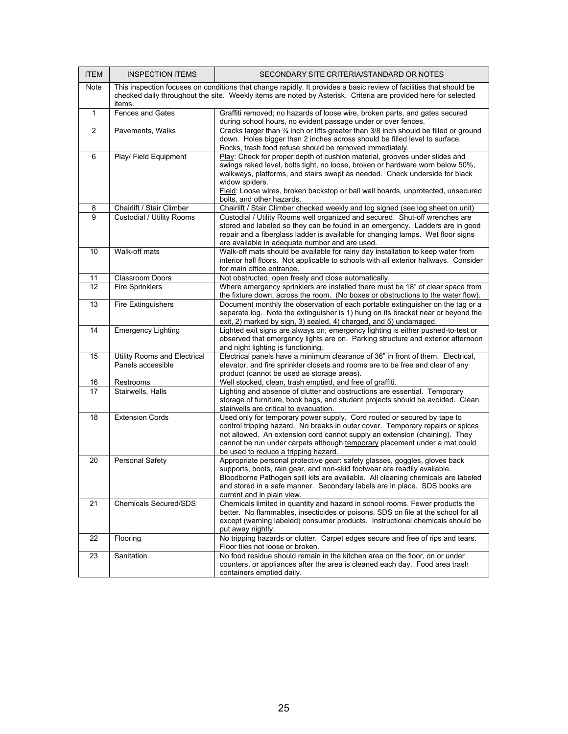| ITEM | INSPECTION ITEMS | SECONDARY SITE CRITERIA/STANDARD OR NOTES |
|---|---|---|
| Note | This inspection focuses on conditions that change rapidly. It provides a basic review of facilities that should be checked daily throughout the site. Weekly items are noted by Asterisk. Criteria are provided here for selected items. | |
| 1 | Fences and Gates | Graffiti removed; no hazards of loose wire, broken parts, and gates secured during school hours, no evident passage under or over fences. |
| 2 | Pavements, Walks | Cracks larger than ¾ inch or lifts greater than 3/8 inch should be filled or ground down. Holes bigger than 2 inches across should be filled level to surface. Rocks, trash food refuse should be removed immediately. |
| 6 | Play/ Field Equipment | <u>Play</u>: Check for proper depth of cushion material, grooves under slides and swings raked level, bolts tight, no loose, broken or hardware worn below 50%, walkways, platforms, and stairs swept as needed. Check underside for black widow spiders.<br><u>Field</u>: Loose wires, broken backstop or ball wall boards, unprotected, unsecured bolts, and other hazards. |
| 8 | Chairlift / Stair Climber | Chairlift / Stair Climber checked weekly and log signed (see log sheet on unit) |
| 9 | Custodial / Utility Rooms | Custodial / Utility Rooms well organized and secured. Shut-off wrenches are stored and labeled so they can be found in an emergency. Ladders are in good repair and a fiberglass ladder is available for changing lamps. Wet floor signs are available in adequate number and are used. |
| 10 | Walk-off mats | Walk-off mats should be available for rainy day installation to keep water from interior hall floors. Not applicable to schools with all exterior hallways. Consider for main office entrance. |
| 11 | Classroom Doors | Not obstructed, open freely and close automatically. |
| 12 | Fire Sprinklers | Where emergency sprinklers are installed there must be 18" of clear space from the fixture down, across the room. (No boxes or obstructions to the water flow). |
| 13 | Fire Extinguishers | Document monthly the observation of each portable extinguisher on the tag or a separate log. Note the extinguisher is 1) hung on its bracket near or beyond the exit, 2) marked by sign, 3) sealed, 4) charged, and 5) undamaged. |
| 14 | Emergency Lighting | Lighted exit signs are always on; emergency lighting is either pushed-to-test or observed that emergency lights are on. Parking structure and exterior afternoon and night lighting is functioning. |
| 15 | Utility Rooms and Electrical Panels accessible | Electrical panels have a minimum clearance of 36" in front of them. Electrical, elevator, and fire sprinkler closets and rooms are to be free and clear of any product (cannot be used as storage areas). |
| 16 | Restrooms | Well stocked, clean, trash emptied, and free of graffiti. |
| 17 | Stairwells, Halls | Lighting and absence of clutter and obstructions are essential. Temporary storage of furniture, book bags, and student projects should be avoided. Clean stairwells are critical to evacuation. |
| 18 | Extension Cords | Used only for temporary power supply. Cord routed or secured by tape to control tripping hazard. No breaks in outer cover. Temporary repairs or spices not allowed. An extension cord cannot supply an extension (chaining). They cannot be run under carpets although <u>temporary</u> placement under a mat could be used to reduce a tripping hazard. |
| 20 | Personal Safety | Appropriate personal protective gear: safety glasses, goggles, gloves back supports, boots, rain gear, and non-skid footwear are readily available. Bloodborne Pathogen spill kits are available. All cleaning chemicals are labeled and stored in a safe manner. Secondary labels are in place. SDS books are current and in plain view. |
| 21 | Chemicals Secured/SDS | Chemicals limited in quantity and hazard in school rooms. Fewer products the better. No flammables, insecticides or poisons. SDS on file at the school for all except (warning labeled) consumer products. Instructional chemicals should be put away nightly. |
| 22 | Flooring | No tripping hazards or clutter. Carpet edges secure and free of rips and tears. Floor tiles not loose or broken. |
| 23 | Sanitation | No food residue should remain in the kitchen area on the floor, on or under counters, or appliances after the area is cleaned each day, Food area trash containers emptied daily. |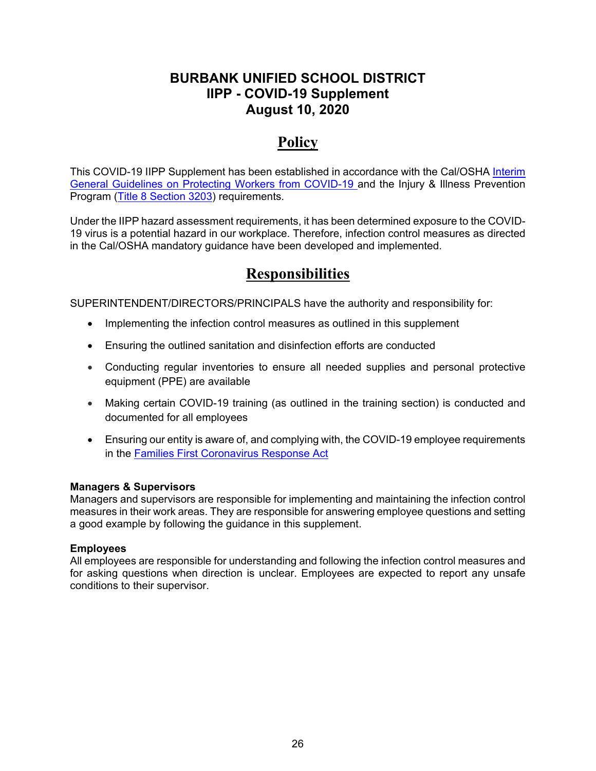# BURBANK UNIFIED SCHOOL DISTRICT
# IIPP - COVID-19 Supplement
# August 10, 2020

## Policy

This COVID-19 IIPP Supplement has been established in accordance with the Cal/OSHA Interim General Guidelines on Protecting Workers from COVID-19 and the Injury & Illness Prevention Program (Title 8 Section 3203) requirements.

Under the IIPP hazard assessment requirements, it has been determined exposure to the COVID-19 virus is a potential hazard in our workplace. Therefore, infection control measures as directed in the Cal/OSHA mandatory guidance have been developed and implemented.

## Responsibilities

SUPERINTENDENT/DIRECTORS/PRINCIPALS have the authority and responsibility for:

- Implementing the infection control measures as outlined in this supplement
- Ensuring the outlined sanitation and disinfection efforts are conducted
- Conducting regular inventories to ensure all needed supplies and personal protective equipment (PPE) are available
- Making certain COVID-19 training (as outlined in the training section) is conducted and documented for all employees
- Ensuring our entity is aware of, and complying with, the COVID-19 employee requirements in the Families First Coronavirus Response Act

**Managers & Supervisors**
Managers and supervisors are responsible for implementing and maintaining the infection control measures in their work areas. They are responsible for answering employee questions and setting a good example by following the guidance in this supplement.

**Employees**
All employees are responsible for understanding and following the infection control measures and for asking questions when direction is unclear. Employees are expected to report any unsafe conditions to their supervisor.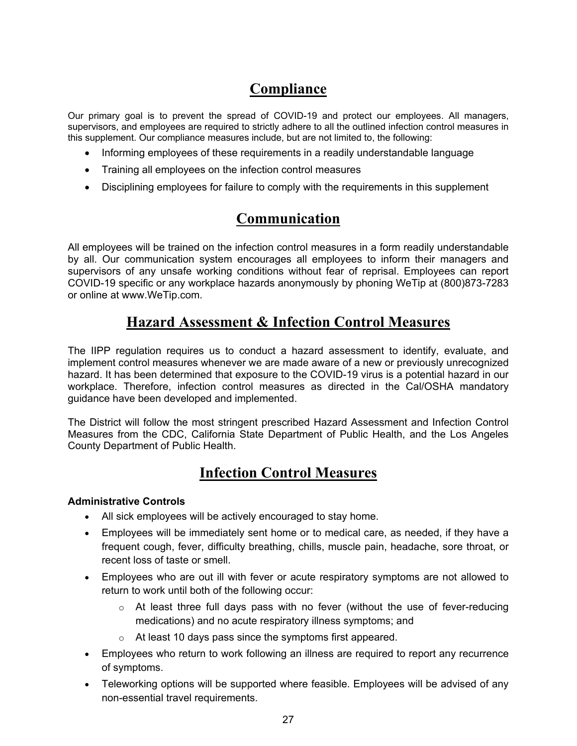## Compliance

Our primary goal is to prevent the spread of COVID-19 and protect our employees. All managers, supervisors, and employees are required to strictly adhere to all the outlined infection control measures in this supplement. Our compliance measures include, but are not limited to, the following:

- Informing employees of these requirements in a readily understandable language
- Training all employees on the infection control measures
- Disciplining employees for failure to comply with the requirements in this supplement

## Communication

All employees will be trained on the infection control measures in a form readily understandable by all. Our communication system encourages all employees to inform their managers and supervisors of any unsafe working conditions without fear of reprisal. Employees can report COVID-19 specific or any workplace hazards anonymously by phoning WeTip at (800)873-7283 or online at www.WeTip.com.

## Hazard Assessment & Infection Control Measures

The IIPP regulation requires us to conduct a hazard assessment to identify, evaluate, and implement control measures whenever we are made aware of a new or previously unrecognized hazard. It has been determined that exposure to the COVID-19 virus is a potential hazard in our workplace. Therefore, infection control measures as directed in the Cal/OSHA mandatory guidance have been developed and implemented.

The District will follow the most stringent prescribed Hazard Assessment and Infection Control Measures from the CDC, California State Department of Public Health, and the Los Angeles County Department of Public Health.

## Infection Control Measures

**Administrative Controls**

- All sick employees will be actively encouraged to stay home.
- Employees will be immediately sent home or to medical care, as needed, if they have a frequent cough, fever, difficulty breathing, chills, muscle pain, headache, sore throat, or recent loss of taste or smell.
- Employees who are out ill with fever or acute respiratory symptoms are not allowed to return to work until both of the following occur:
  - At least three full days pass with no fever (without the use of fever-reducing medications) and no acute respiratory illness symptoms; and
  - At least 10 days pass since the symptoms first appeared.
- Employees who return to work following an illness are required to report any recurrence of symptoms.
- Teleworking options will be supported where feasible. Employees will be advised of any non-essential travel requirements.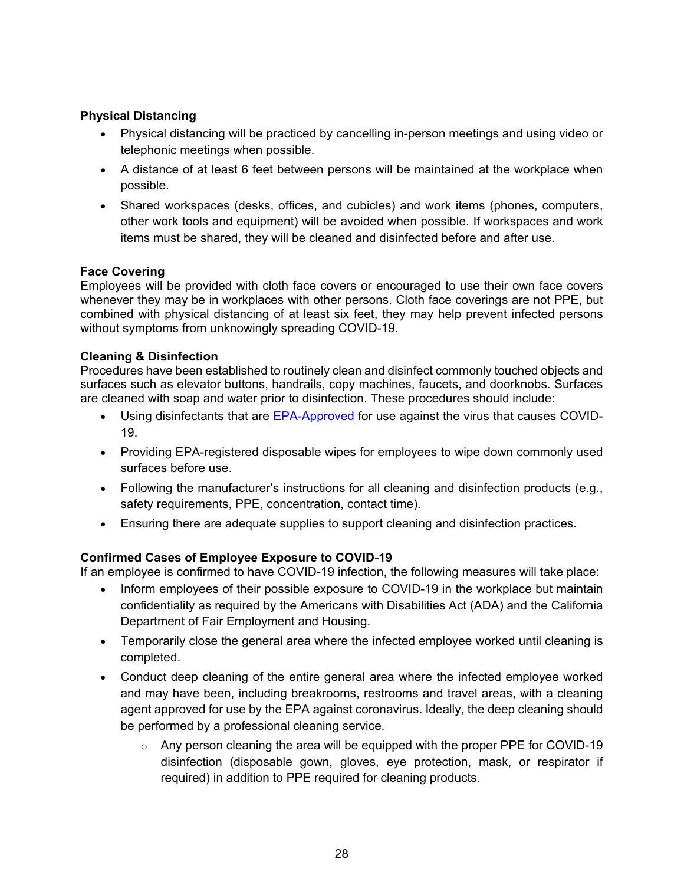**Physical Distancing**

- Physical distancing will be practiced by cancelling in-person meetings and using video or telephonic meetings when possible.
- A distance of at least 6 feet between persons will be maintained at the workplace when possible.
- Shared workspaces (desks, offices, and cubicles) and work items (phones, computers, other work tools and equipment) will be avoided when possible. If workspaces and work items must be shared, they will be cleaned and disinfected before and after use.

**Face Covering**

Employees will be provided with cloth face covers or encouraged to use their own face covers whenever they may be in workplaces with other persons. Cloth face coverings are not PPE, but combined with physical distancing of at least six feet, they may help prevent infected persons without symptoms from unknowingly spreading COVID-19.

**Cleaning & Disinfection**

Procedures have been established to routinely clean and disinfect commonly touched objects and surfaces such as elevator buttons, handrails, copy machines, faucets, and doorknobs. Surfaces are cleaned with soap and water prior to disinfection. These procedures should include:

- Using disinfectants that are EPA-Approved for use against the virus that causes COVID-19.
- Providing EPA-registered disposable wipes for employees to wipe down commonly used surfaces before use.
- Following the manufacturer's instructions for all cleaning and disinfection products (e.g., safety requirements, PPE, concentration, contact time).
- Ensuring there are adequate supplies to support cleaning and disinfection practices.

**Confirmed Cases of Employee Exposure to COVID-19**

If an employee is confirmed to have COVID-19 infection, the following measures will take place:

- Inform employees of their possible exposure to COVID-19 in the workplace but maintain confidentiality as required by the Americans with Disabilities Act (ADA) and the California Department of Fair Employment and Housing.
- Temporarily close the general area where the infected employee worked until cleaning is completed.
- Conduct deep cleaning of the entire general area where the infected employee worked and may have been, including breakrooms, restrooms and travel areas, with a cleaning agent approved for use by the EPA against coronavirus. Ideally, the deep cleaning should be performed by a professional cleaning service.
    - Any person cleaning the area will be equipped with the proper PPE for COVID-19 disinfection (disposable gown, gloves, eye protection, mask, or respirator if required) in addition to PPE required for cleaning products.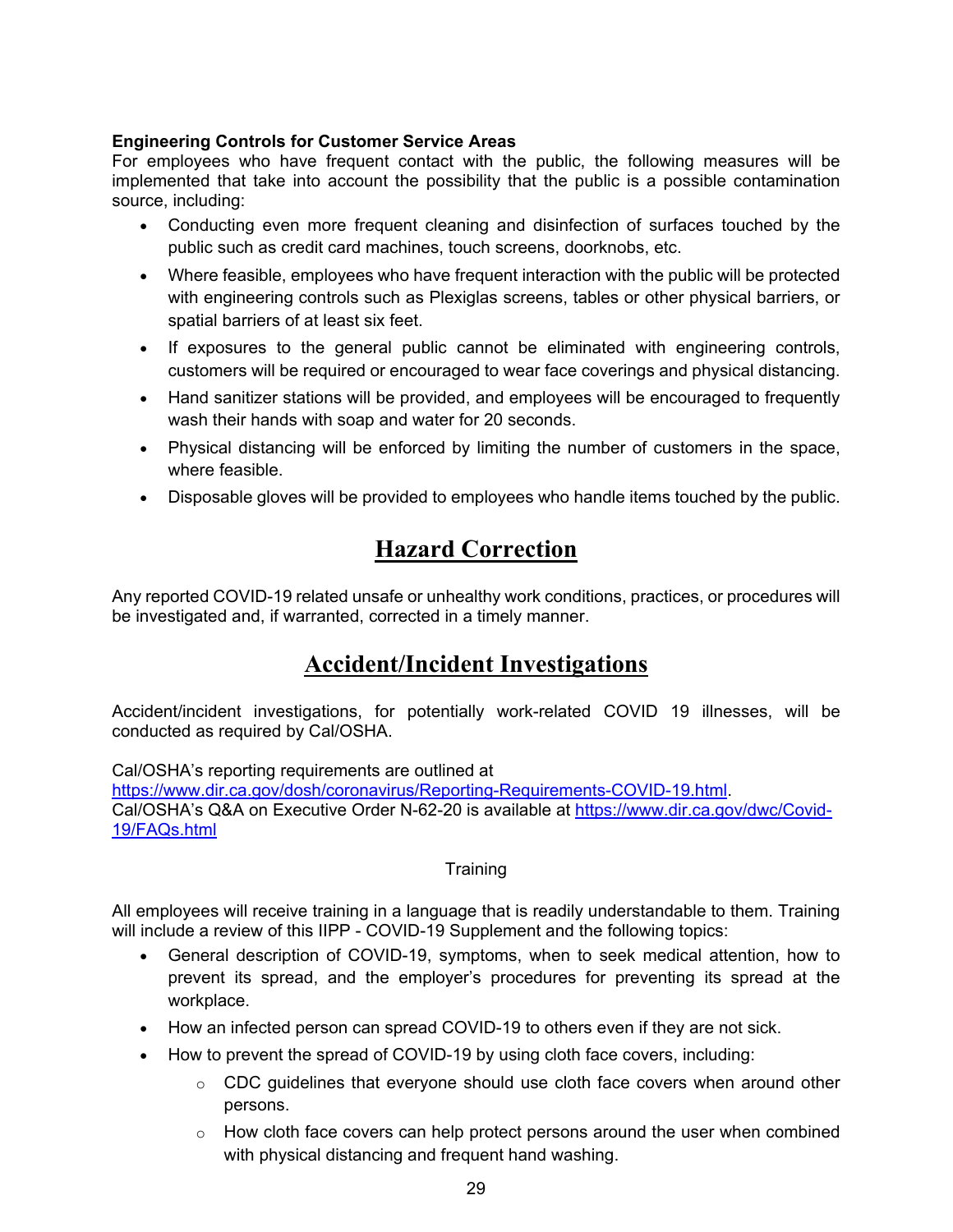**Engineering Controls for Customer Service Areas**

For employees who have frequent contact with the public, the following measures will be implemented that take into account the possibility that the public is a possible contamination source, including:

- Conducting even more frequent cleaning and disinfection of surfaces touched by the public such as credit card machines, touch screens, doorknobs, etc.
- Where feasible, employees who have frequent interaction with the public will be protected with engineering controls such as Plexiglas screens, tables or other physical barriers, or spatial barriers of at least six feet.
- If exposures to the general public cannot be eliminated with engineering controls, customers will be required or encouraged to wear face coverings and physical distancing.
- Hand sanitizer stations will be provided, and employees will be encouraged to frequently wash their hands with soap and water for 20 seconds.
- Physical distancing will be enforced by limiting the number of customers in the space, where feasible.
- Disposable gloves will be provided to employees who handle items touched by the public.

## Hazard Correction

Any reported COVID-19 related unsafe or unhealthy work conditions, practices, or procedures will be investigated and, if warranted, corrected in a timely manner.

## Accident/Incident Investigations

Accident/incident investigations, for potentially work-related COVID 19 illnesses, will be conducted as required by Cal/OSHA.

Cal/OSHA's reporting requirements are outlined at https://www.dir.ca.gov/dosh/coronavirus/Reporting-Requirements-COVID-19.html.
Cal/OSHA's Q&A on Executive Order N-62-20 is available at https://www.dir.ca.gov/dwc/Covid-19/FAQs.html

Training

All employees will receive training in a language that is readily understandable to them. Training will include a review of this IIPP - COVID-19 Supplement and the following topics:

- General description of COVID-19, symptoms, when to seek medical attention, how to prevent its spread, and the employer's procedures for preventing its spread at the workplace.
- How an infected person can spread COVID-19 to others even if they are not sick.
- How to prevent the spread of COVID-19 by using cloth face covers, including:
  - CDC guidelines that everyone should use cloth face covers when around other persons.
  - How cloth face covers can help protect persons around the user when combined with physical distancing and frequent hand washing.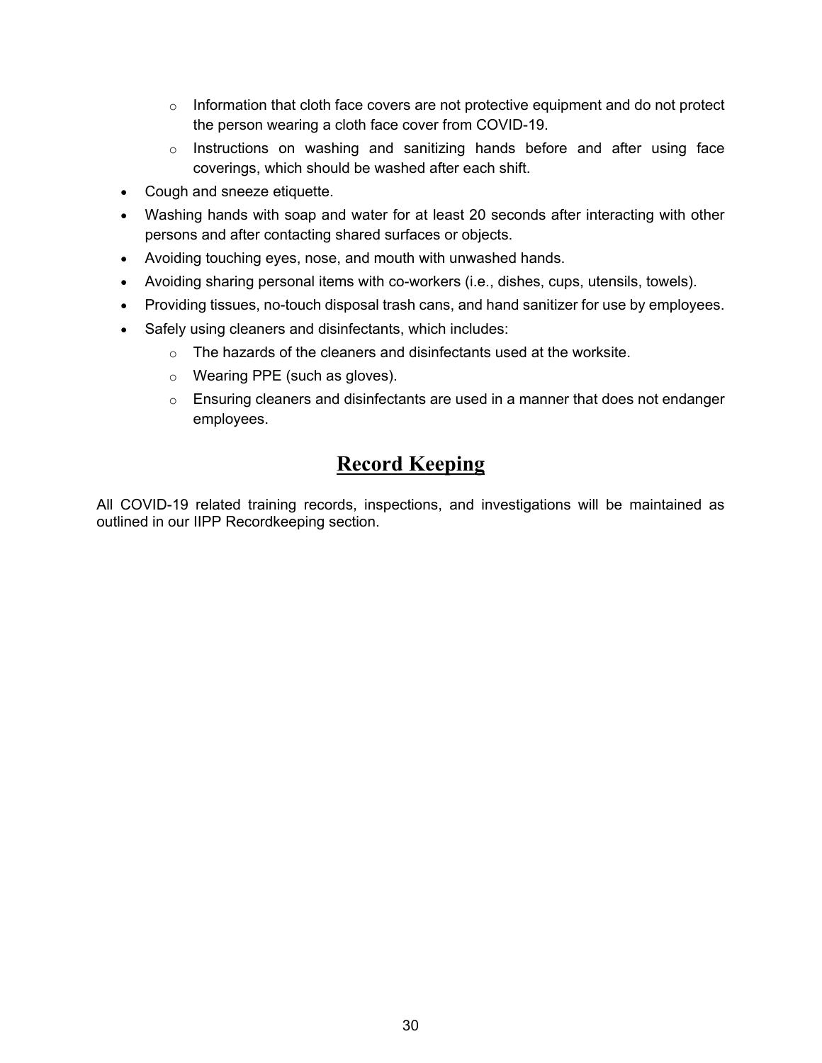- Information that cloth face covers are not protective equipment and do not protect the person wearing a cloth face cover from COVID-19.
    - Instructions on washing and sanitizing hands before and after using face coverings, which should be washed after each shift.
- Cough and sneeze etiquette.
- Washing hands with soap and water for at least 20 seconds after interacting with other persons and after contacting shared surfaces or objects.
- Avoiding touching eyes, nose, and mouth with unwashed hands.
- Avoiding sharing personal items with co-workers (i.e., dishes, cups, utensils, towels).
- Providing tissues, no-touch disposal trash cans, and hand sanitizer for use by employees.
- Safely using cleaners and disinfectants, which includes:
    - The hazards of the cleaners and disinfectants used at the worksite.
    - Wearing PPE (such as gloves).
    - Ensuring cleaners and disinfectants are used in a manner that does not endanger employees.

## Record Keeping

All COVID-19 related training records, inspections, and investigations will be maintained as outlined in our IIPP Recordkeeping section.